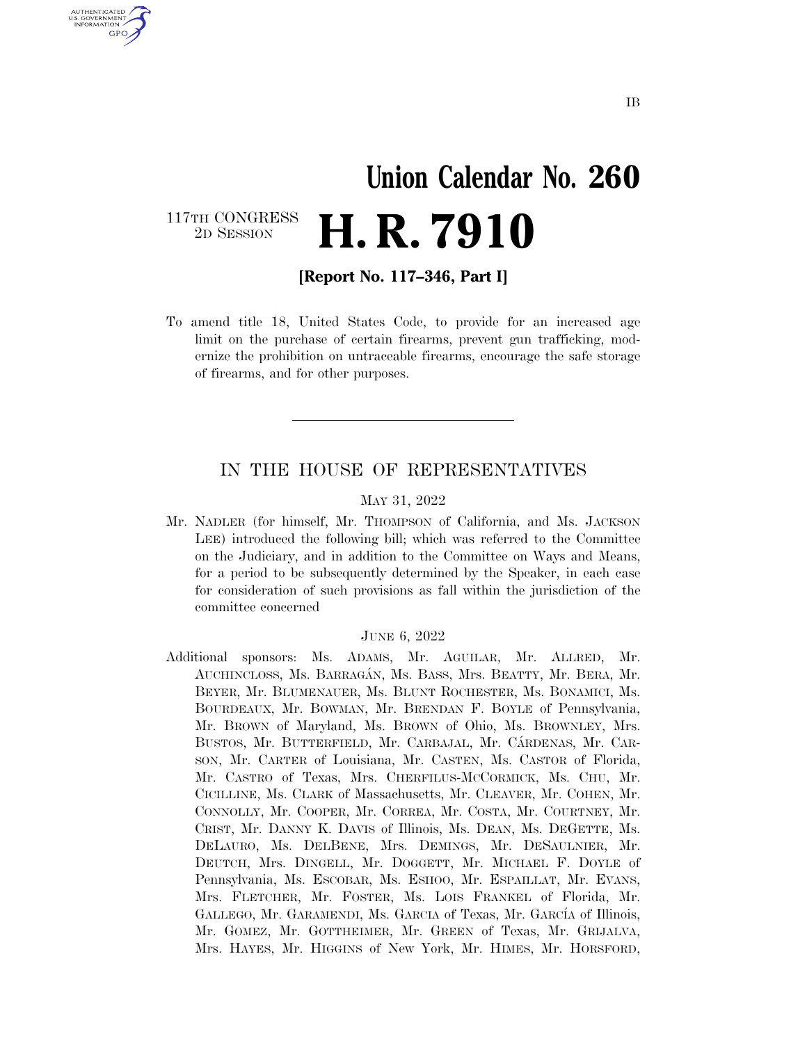IB

# Union Calendar No. 260

117TH CONGRESS
2D SESSION

# H. R. 7910

**[Report No. 117–346, Part I]**

To amend title 18, United States Code, to provide for an increased age limit on the purchase of certain firearms, prevent gun trafficking, modernize the prohibition on untraceable firearms, encourage the safe storage of firearms, and for other purposes.

---

## IN THE HOUSE OF REPRESENTATIVES

MAY 31, 2022

Mr. NADLER (for himself, Mr. THOMPSON of California, and Ms. JACKSON LEE) introduced the following bill; which was referred to the Committee on the Judiciary, and in addition to the Committee on Ways and Means, for a period to be subsequently determined by the Speaker, in each case for consideration of such provisions as fall within the jurisdiction of the committee concerned

JUNE 6, 2022

Additional sponsors: Ms. ADAMS, Mr. AGUILAR, Mr. ALLRED, Mr. AUCHINCLOSS, Ms. BARRAGÁN, Ms. BASS, Mrs. BEATTY, Mr. BERA, Mr. BEYER, Mr. BLUMENAUER, Ms. BLUNT ROCHESTER, Ms. BONAMICI, Ms. BOURDEAUX, Mr. BOWMAN, Mr. BRENDAN F. BOYLE of Pennsylvania, Mr. BROWN of Maryland, Ms. BROWN of Ohio, Ms. BROWNLEY, Mrs. BUSTOS, Mr. BUTTERFIELD, Mr. CARBAJAL, Mr. CÁRDENAS, Mr. CARSON, Mr. CARTER of Louisiana, Mr. CASTEN, Ms. CASTOR of Florida, Mr. CASTRO of Texas, Mrs. CHERFILUS-MCCORMICK, Ms. CHU, Mr. CICILLINE, Ms. CLARK of Massachusetts, Mr. CLEAVER, Mr. COHEN, Mr. CONNOLLY, Mr. COOPER, Mr. CORREA, Mr. COSTA, Mr. COURTNEY, Mr. CRIST, Mr. DANNY K. DAVIS of Illinois, Ms. DEAN, Ms. DEGETTE, Ms. DELAURO, Ms. DELBENE, Mrs. DEMINGS, Mr. DESAULNIER, Mr. DEUTCH, Mrs. DINGELL, Mr. DOGGETT, Mr. MICHAEL F. DOYLE of Pennsylvania, Ms. ESCOBAR, Ms. ESHOO, Mr. ESPAILLAT, Mr. EVANS, Mrs. FLETCHER, Mr. FOSTER, Ms. LOIS FRANKEL of Florida, Mr. GALLEGO, Mr. GARAMENDI, Ms. GARCIA of Texas, Mr. GARCÍA of Illinois, Mr. GOMEZ, Mr. GOTTHEIMER, Mr. GREEN of Texas, Mr. GRIJALVA, Mrs. HAYES, Mr. HIGGINS of New York, Mr. HIMES, Mr. HORSFORD,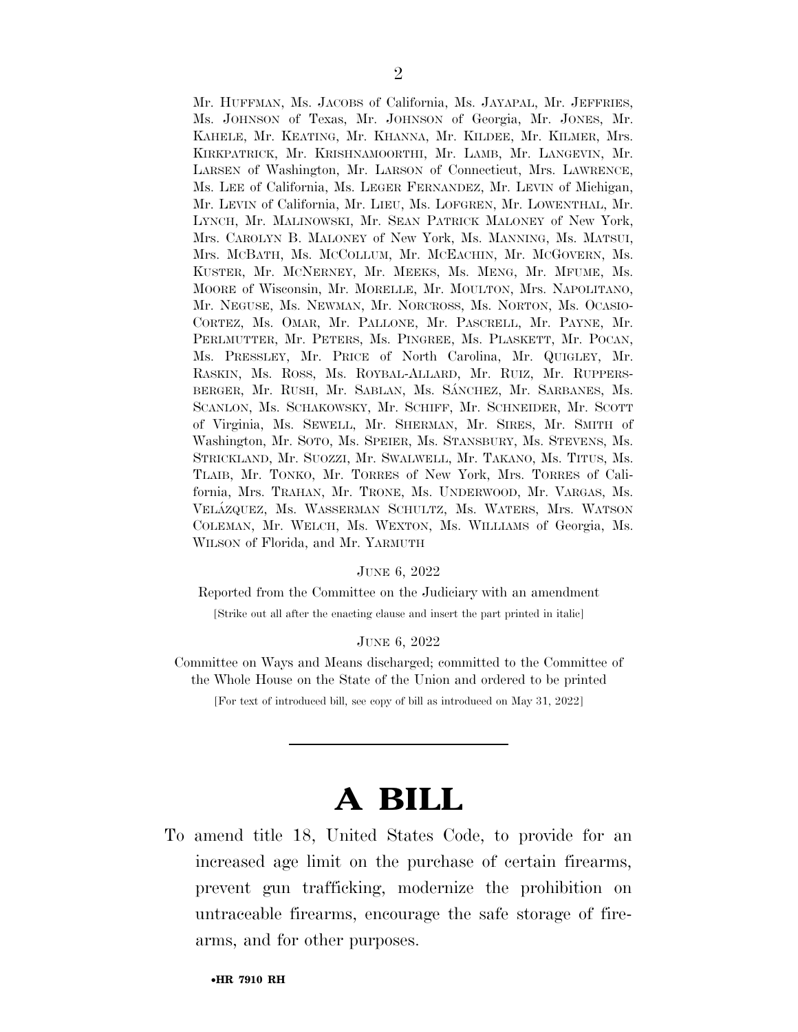Mr. HUFFMAN, Ms. JACOBS of California, Ms. JAYAPAL, Mr. JEFFRIES, Ms. JOHNSON of Texas, Mr. JOHNSON of Georgia, Mr. JONES, Mr. KAHELE, Mr. KEATING, Mr. KHANNA, Mr. KILDEE, Mr. KILMER, Mrs. KIRKPATRICK, Mr. KRISHNAMOORTHI, Mr. LAMB, Mr. LANGEVIN, Mr. LARSEN of Washington, Mr. LARSON of Connecticut, Mrs. LAWRENCE, Ms. LEE of California, Ms. LEGER FERNANDEZ, Mr. LEVIN of Michigan, Mr. LEVIN of California, Mr. LIEU, Ms. LOFGREN, Mr. LOWENTHAL, Mr. LYNCH, Mr. MALINOWSKI, Mr. SEAN PATRICK MALONEY of New York, Mrs. CAROLYN B. MALONEY of New York, Ms. MANNING, Ms. MATSUI, Mrs. MCBATH, Ms. MCCOLLUM, Mr. MCEACHIN, Mr. MCGOVERN, Ms. KUSTER, Mr. MCNERNEY, Mr. MEEKS, Ms. MENG, Mr. MFUME, Ms. MOORE of Wisconsin, Mr. MORELLE, Mr. MOULTON, Mrs. NAPOLITANO, Mr. NEGUSE, Ms. NEWMAN, Mr. NORCROSS, Ms. NORTON, Ms. OCASIO-CORTEZ, Ms. OMAR, Mr. PALLONE, Mr. PASCRELL, Mr. PAYNE, Mr. PERLMUTTER, Mr. PETERS, Ms. PINGREE, Ms. PLASKETT, Mr. POCAN, Ms. PRESSLEY, Mr. PRICE of North Carolina, Mr. QUIGLEY, Mr. RASKIN, Ms. ROSS, Ms. ROYBAL-ALLARD, Mr. RUIZ, Mr. RUPPERSBERGER, Mr. RUSH, Mr. SABLAN, Ms. SÁNCHEZ, Mr. SARBANES, Ms. SCANLON, Ms. SCHAKOWSKY, Mr. SCHIFF, Mr. SCHNEIDER, Mr. SCOTT of Virginia, Ms. SEWELL, Mr. SHERMAN, Mr. SIRES, Mr. SMITH of Washington, Mr. SOTO, Ms. SPEIER, Ms. STANSBURY, Ms. STEVENS, Ms. STRICKLAND, Mr. SUOZZI, Mr. SWALWELL, Mr. TAKANO, Ms. TITUS, Ms. TLAIB, Mr. TONKO, Mr. TORRES of New York, Mrs. TORRES of California, Mrs. TRAHAN, Mr. TRONE, Ms. UNDERWOOD, Mr. VARGAS, Ms. VELÁZQUEZ, Ms. WASSERMAN SCHULTZ, Ms. WATERS, Mrs. WATSON COLEMAN, Mr. WELCH, Ms. WEXTON, Ms. WILLIAMS of Georgia, Ms. WILSON of Florida, and Mr. YARMUTH

JUNE 6, 2022

Reported from the Committee on the Judiciary with an amendment

[Strike out all after the enacting clause and insert the part printed in italic]

JUNE 6, 2022

Committee on Ways and Means discharged; committed to the Committee of the Whole House on the State of the Union and ordered to be printed

[For text of introduced bill, see copy of bill as introduced on May 31, 2022]

---

# A BILL

To amend title 18, United States Code, to provide for an increased age limit on the purchase of certain firearms, prevent gun trafficking, modernize the prohibition on untraceable firearms, encourage the safe storage of firearms, and for other purposes.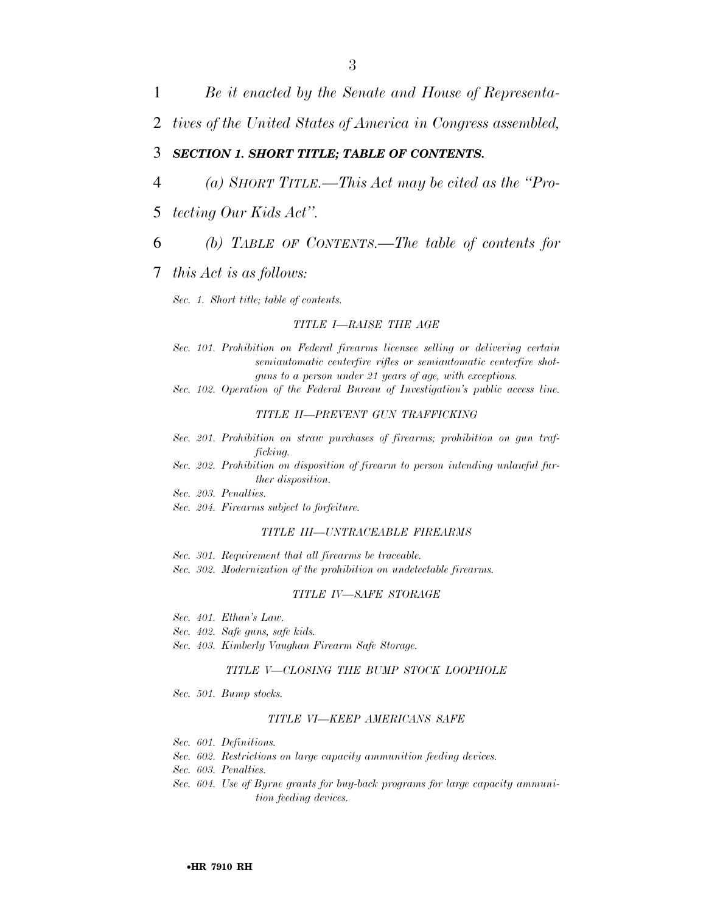*Be it enacted by the Senate and House of Representatives of the United States of America in Congress assembled,*

### ***SECTION 1. SHORT TITLE; TABLE OF CONTENTS.***

*(a) SHORT TITLE.—This Act may be cited as the "Protecting Our Kids Act".*

*(b) TABLE OF CONTENTS.—The table of contents for this Act is as follows:*

*Sec. 1. Short title; table of contents.*

*TITLE I—RAISE THE AGE*

*Sec. 101. Prohibition on Federal firearms licensee selling or delivering certain semiautomatic centerfire rifles or semiautomatic centerfire shotguns to a person under 21 years of age, with exceptions.*

*Sec. 102. Operation of the Federal Bureau of Investigation's public access line.*

*TITLE II—PREVENT GUN TRAFFICKING*

*Sec. 201. Prohibition on straw purchases of firearms; prohibition on gun trafficking.*

*Sec. 202. Prohibition on disposition of firearm to person intending unlawful further disposition.*

*Sec. 203. Penalties.*

*Sec. 204. Firearms subject to forfeiture.*

*TITLE III—UNTRACEABLE FIREARMS*

*Sec. 301. Requirement that all firearms be traceable.*

*Sec. 302. Modernization of the prohibition on undetectable firearms.*

*TITLE IV—SAFE STORAGE*

*Sec. 401. Ethan's Law.*

*Sec. 402. Safe guns, safe kids.*

*Sec. 403. Kimberly Vaughan Firearm Safe Storage.*

*TITLE V—CLOSING THE BUMP STOCK LOOPHOLE*

*Sec. 501. Bump stocks.*

*TITLE VI—KEEP AMERICANS SAFE*

*Sec. 601. Definitions.*

*Sec. 602. Restrictions on large capacity ammunition feeding devices.*

*Sec. 603. Penalties.*

*Sec. 604. Use of Byrne grants for buy-back programs for large capacity ammunition feeding devices.*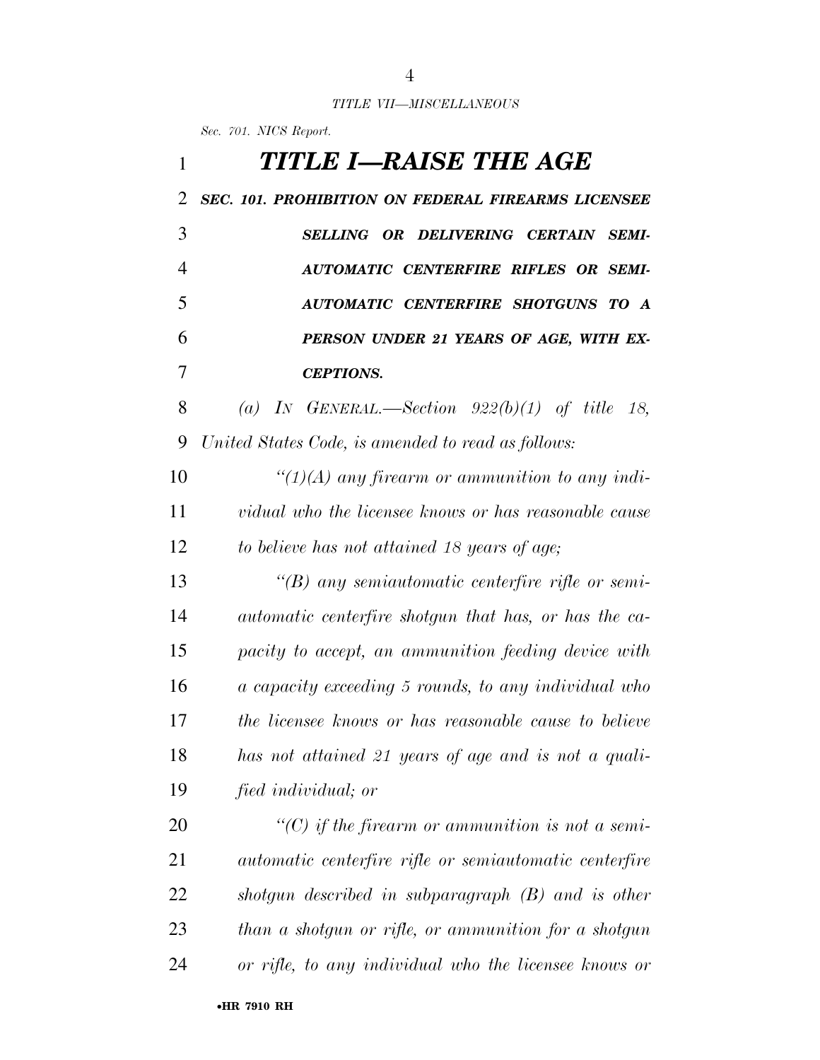*TITLE VII—MISCELLANEOUS*

*Sec. 701. NICS Report.*

# *TITLE I—RAISE THE AGE*

## *SEC. 101. PROHIBITION ON FEDERAL FIREARMS LICENSEE SELLING OR DELIVERING CERTAIN SEMI-AUTOMATIC CENTERFIRE RIFLES OR SEMI-AUTOMATIC CENTERFIRE SHOTGUNS TO A PERSON UNDER 21 YEARS OF AGE, WITH EXCEPTIONS.*

*(a) IN GENERAL.—Section 922(b)(1) of title 18, United States Code, is amended to read as follows:*

*"(1)(A) any firearm or ammunition to any individual who the licensee knows or has reasonable cause to believe has not attained 18 years of age;*

*"(B) any semiautomatic centerfire rifle or semiautomatic centerfire shotgun that has, or has the capacity to accept, an ammunition feeding device with a capacity exceeding 5 rounds, to any individual who the licensee knows or has reasonable cause to believe has not attained 21 years of age and is not a qualified individual; or*

*"(C) if the firearm or ammunition is not a semiautomatic centerfire rifle or semiautomatic centerfire shotgun described in subparagraph (B) and is other than a shotgun or rifle, or ammunition for a shotgun or rifle, to any individual who the licensee knows or*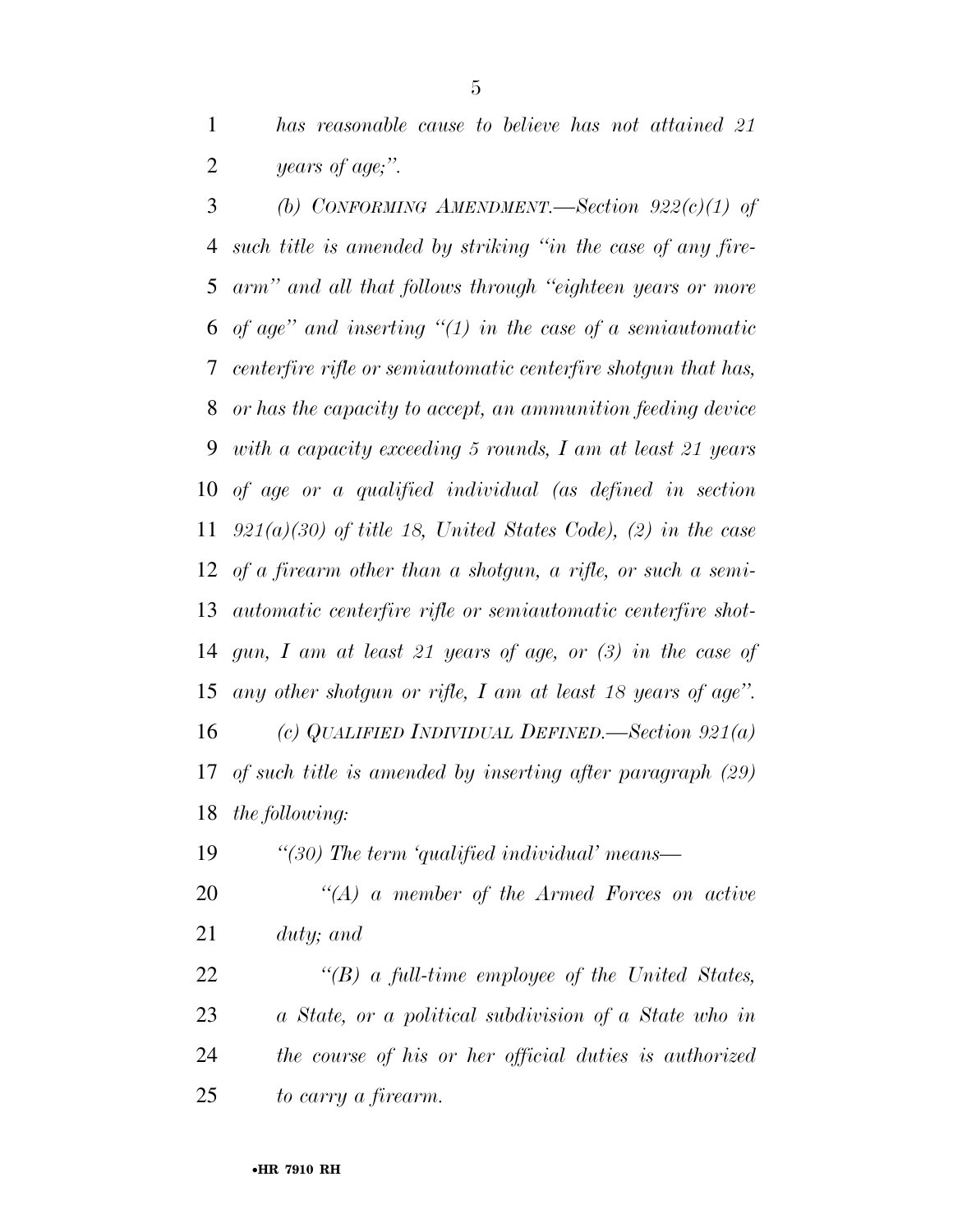*has reasonable cause to believe has not attained 21 years of age;''.*

*(b) CONFORMING AMENDMENT.—Section 922(c)(1) of such title is amended by striking ''in the case of any firearm'' and all that follows through ''eighteen years or more of age'' and inserting ''(1) in the case of a semiautomatic centerfire rifle or semiautomatic centerfire shotgun that has, or has the capacity to accept, an ammunition feeding device with a capacity exceeding 5 rounds, I am at least 21 years of age or a qualified individual (as defined in section 921(a)(30) of title 18, United States Code), (2) in the case of a firearm other than a shotgun, a rifle, or such a semiautomatic centerfire rifle or semiautomatic centerfire shotgun, I am at least 21 years of age, or (3) in the case of any other shotgun or rifle, I am at least 18 years of age''.*

*(c) QUALIFIED INDIVIDUAL DEFINED.—Section 921(a) of such title is amended by inserting after paragraph (29) the following:*

*''(30) The term 'qualified individual' means—*

*''(A) a member of the Armed Forces on active duty; and*

*''(B) a full-time employee of the United States, a State, or a political subdivision of a State who in the course of his or her official duties is authorized to carry a firearm.*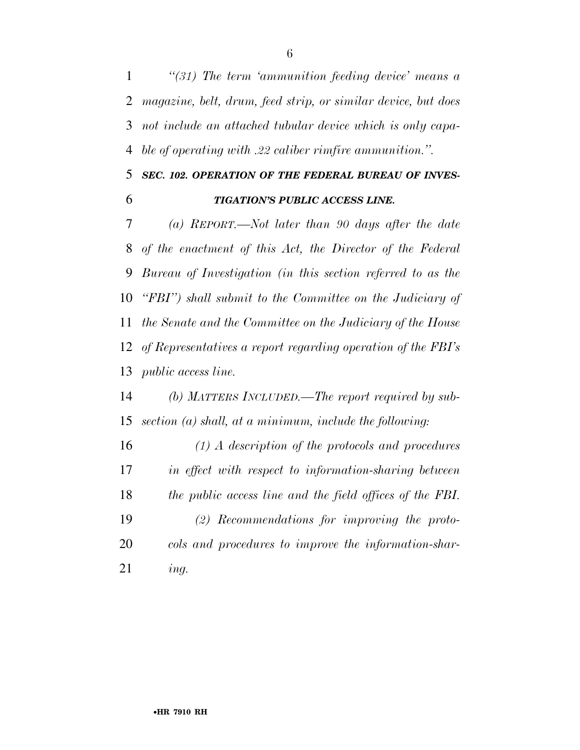*"(31) The term 'ammunition feeding device' means a magazine, belt, drum, feed strip, or similar device, but does not include an attached tubular device which is only capable of operating with .22 caliber rimfire ammunition.".*

### *SEC. 102. OPERATION OF THE FEDERAL BUREAU OF INVESTIGATION'S PUBLIC ACCESS LINE.*

*(a) REPORT.—Not later than 90 days after the date of the enactment of this Act, the Director of the Federal Bureau of Investigation (in this section referred to as the "FBI") shall submit to the Committee on the Judiciary of the Senate and the Committee on the Judiciary of the House of Representatives a report regarding operation of the FBI's public access line.*

*(b) MATTERS INCLUDED.—The report required by subsection (a) shall, at a minimum, include the following:*

*(1) A description of the protocols and procedures in effect with respect to information-sharing between the public access line and the field offices of the FBI.*

*(2) Recommendations for improving the protocols and procedures to improve the information-sharing.*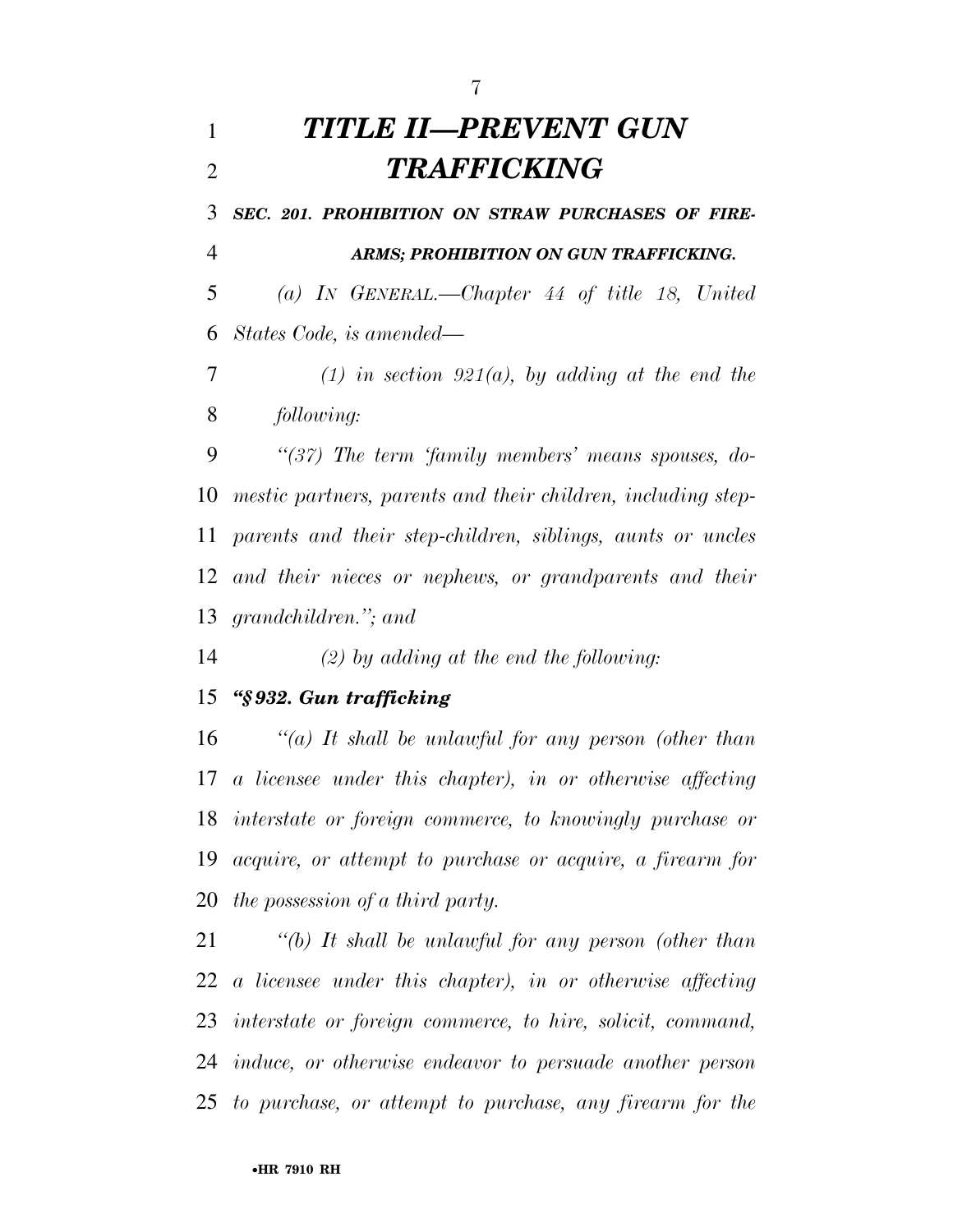# *TITLE II—PREVENT GUN TRAFFICKING*

***SEC. 201. PROHIBITION ON STRAW PURCHASES OF FIREARMS; PROHIBITION ON GUN TRAFFICKING.***

*(a) IN GENERAL.—Chapter 44 of title 18, United States Code, is amended—*

*(1) in section 921(a), by adding at the end the following:*

*"(37) The term 'family members' means spouses, domestic partners, parents and their children, including step-parents and their step-children, siblings, aunts or uncles and their nieces or nephews, or grandparents and their grandchildren."; and*

*(2) by adding at the end the following:*

***"§ 932. Gun trafficking***

*"(a) It shall be unlawful for any person (other than a licensee under this chapter), in or otherwise affecting interstate or foreign commerce, to knowingly purchase or acquire, or attempt to purchase or acquire, a firearm for the possession of a third party.*

*"(b) It shall be unlawful for any person (other than a licensee under this chapter), in or otherwise affecting interstate or foreign commerce, to hire, solicit, command, induce, or otherwise endeavor to persuade another person to purchase, or attempt to purchase, any firearm for the*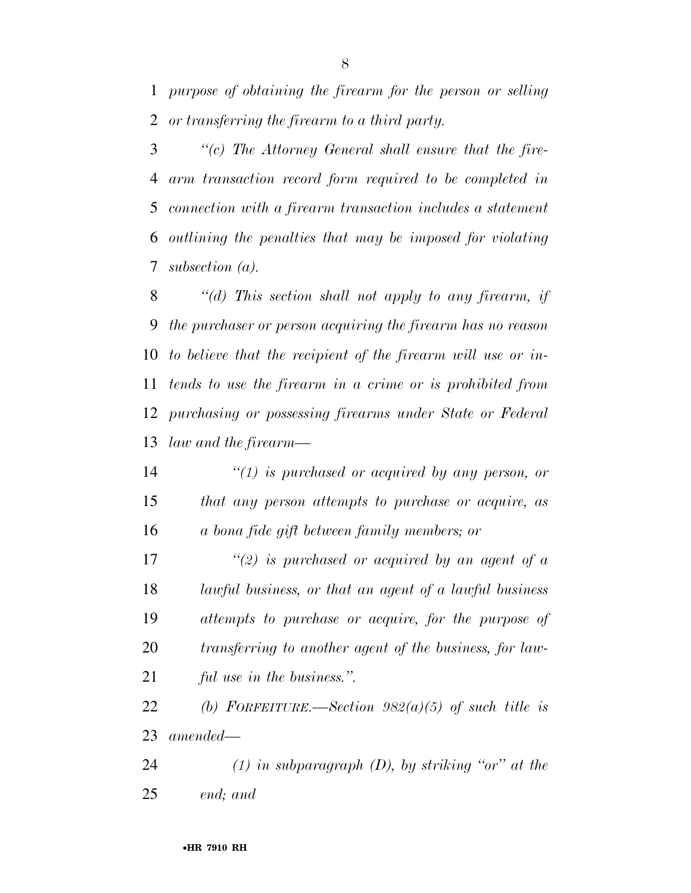*purpose of obtaining the firearm for the person or selling or transferring the firearm to a third party.*

*"(c) The Attorney General shall ensure that the firearm transaction record form required to be completed in connection with a firearm transaction includes a statement outlining the penalties that may be imposed for violating subsection (a).*

*"(d) This section shall not apply to any firearm, if the purchaser or person acquiring the firearm has no reason to believe that the recipient of the firearm will use or intends to use the firearm in a crime or is prohibited from purchasing or possessing firearms under State or Federal law and the firearm—*

*"(1) is purchased or acquired by any person, or that any person attempts to purchase or acquire, as a bona fide gift between family members; or*

*"(2) is purchased or acquired by an agent of a lawful business, or that an agent of a lawful business attempts to purchase or acquire, for the purpose of transferring to another agent of the business, for lawful use in the business.".*

*(b) FORFEITURE.—Section 982(a)(5) of such title is amended—*

*(1) in subparagraph (D), by striking "or" at the end; and*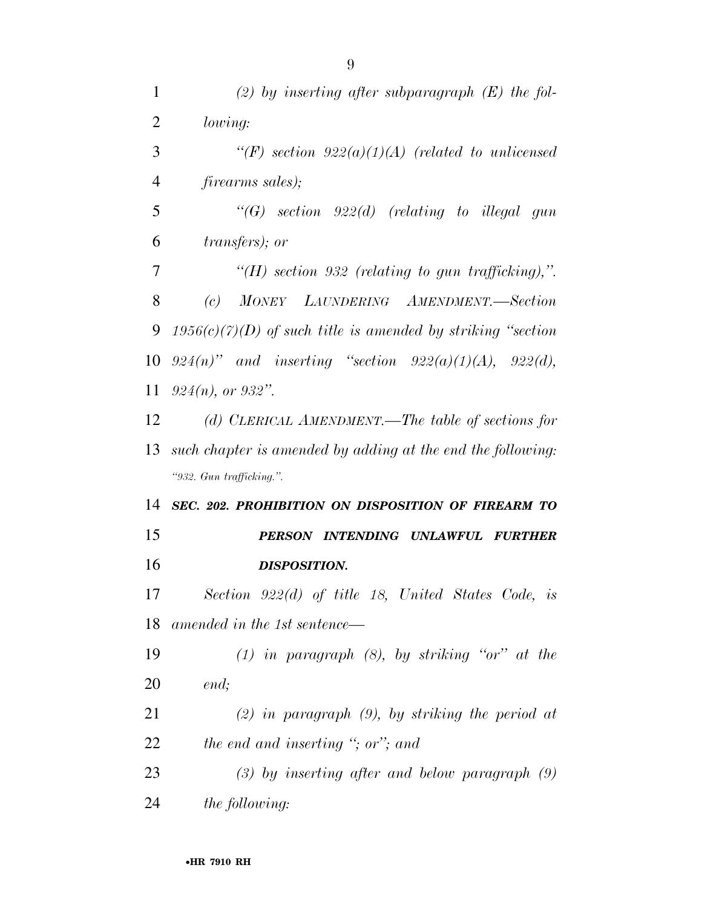*(2) by inserting after subparagraph (E) the following:*

*"(F) section 922(a)(1)(A) (related to unlicensed firearms sales);*

*"(G) section 922(d) (relating to illegal gun transfers); or*

*"(H) section 932 (relating to gun trafficking),".*

*(c) MONEY LAUNDERING AMENDMENT.—Section 1956(c)(7)(D) of such title is amended by striking "section 924(n)" and inserting "section 922(a)(1)(A), 922(d), 924(n), or 932".*

*(d) CLERICAL AMENDMENT.—The table of sections for such chapter is amended by adding at the end the following:*

*"932. Gun trafficking.".*

***SEC. 202. PROHIBITION ON DISPOSITION OF FIREARM TO PERSON INTENDING UNLAWFUL FURTHER DISPOSITION.***

*Section 922(d) of title 18, United States Code, is amended in the 1st sentence—*

*(1) in paragraph (8), by striking "or" at the end;*

*(2) in paragraph (9), by striking the period at the end and inserting "; or"; and*

*(3) by inserting after and below paragraph (9) the following:*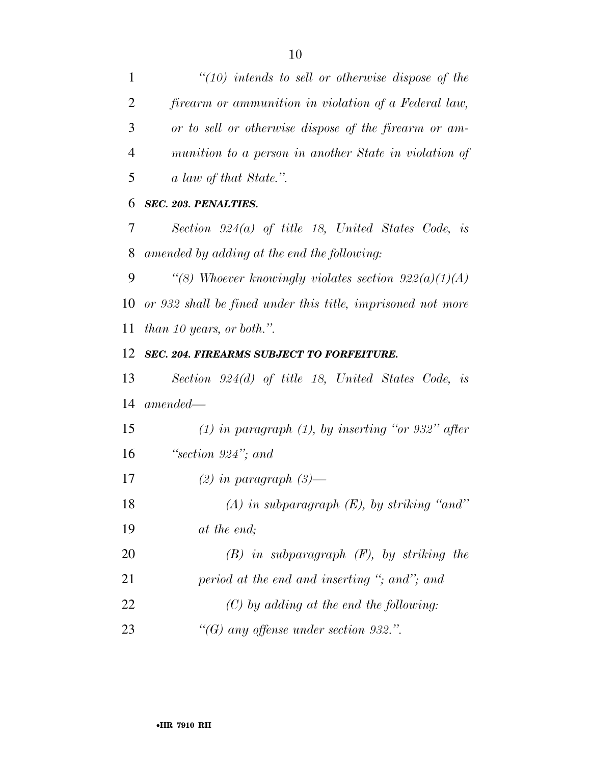*"(10) intends to sell or otherwise dispose of the firearm or ammunition in violation of a Federal law, or to sell or otherwise dispose of the firearm or ammunition to a person in another State in violation of a law of that State.".*

### *SEC. 203. PENALTIES.*

*Section 924(a) of title 18, United States Code, is amended by adding at the end the following:*

*"(8) Whoever knowingly violates section 922(a)(1)(A) or 932 shall be fined under this title, imprisoned not more than 10 years, or both.".*

### *SEC. 204. FIREARMS SUBJECT TO FORFEITURE.*

*Section 924(d) of title 18, United States Code, is amended—*

*(1) in paragraph (1), by inserting "or 932" after "section 924"; and*

*(2) in paragraph (3)—*

*(A) in subparagraph (E), by striking "and" at the end;*

*(B) in subparagraph (F), by striking the period at the end and inserting "; and"; and*

*(C) by adding at the end the following:*

*"(G) any offense under section 932.".*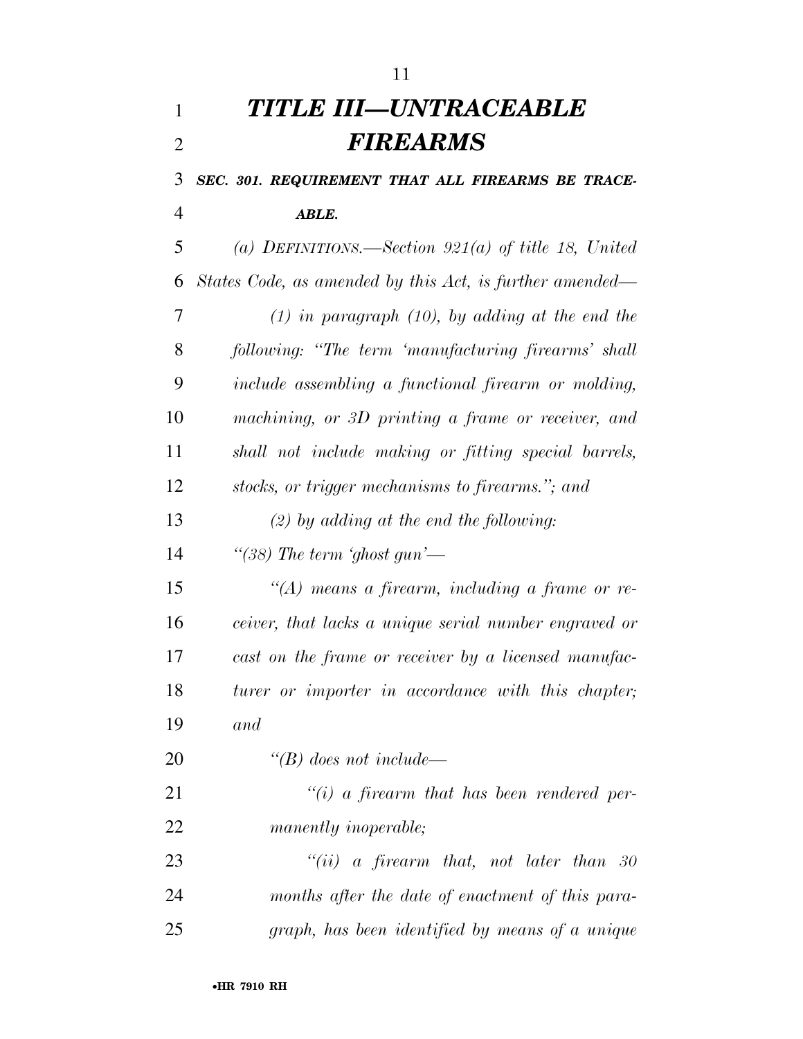# *TITLE III—UNTRACEABLE FIREARMS*

***SEC. 301. REQUIREMENT THAT ALL FIREARMS BE TRACEABLE.***

*(a) DEFINITIONS.—Section 921(a) of title 18, United States Code, as amended by this Act, is further amended—*

*(1) in paragraph (10), by adding at the end the following: "The term 'manufacturing firearms' shall include assembling a functional firearm or molding, machining, or 3D printing a frame or receiver, and shall not include making or fitting special barrels, stocks, or trigger mechanisms to firearms."; and*

*(2) by adding at the end the following:*

*"(38) The term 'ghost gun'—*

*"(A) means a firearm, including a frame or receiver, that lacks a unique serial number engraved or cast on the frame or receiver by a licensed manufacturer or importer in accordance with this chapter; and*

*"(B) does not include—*

*"(i) a firearm that has been rendered permanently inoperable;*

*"(ii) a firearm that, not later than 30 months after the date of enactment of this paragraph, has been identified by means of a unique*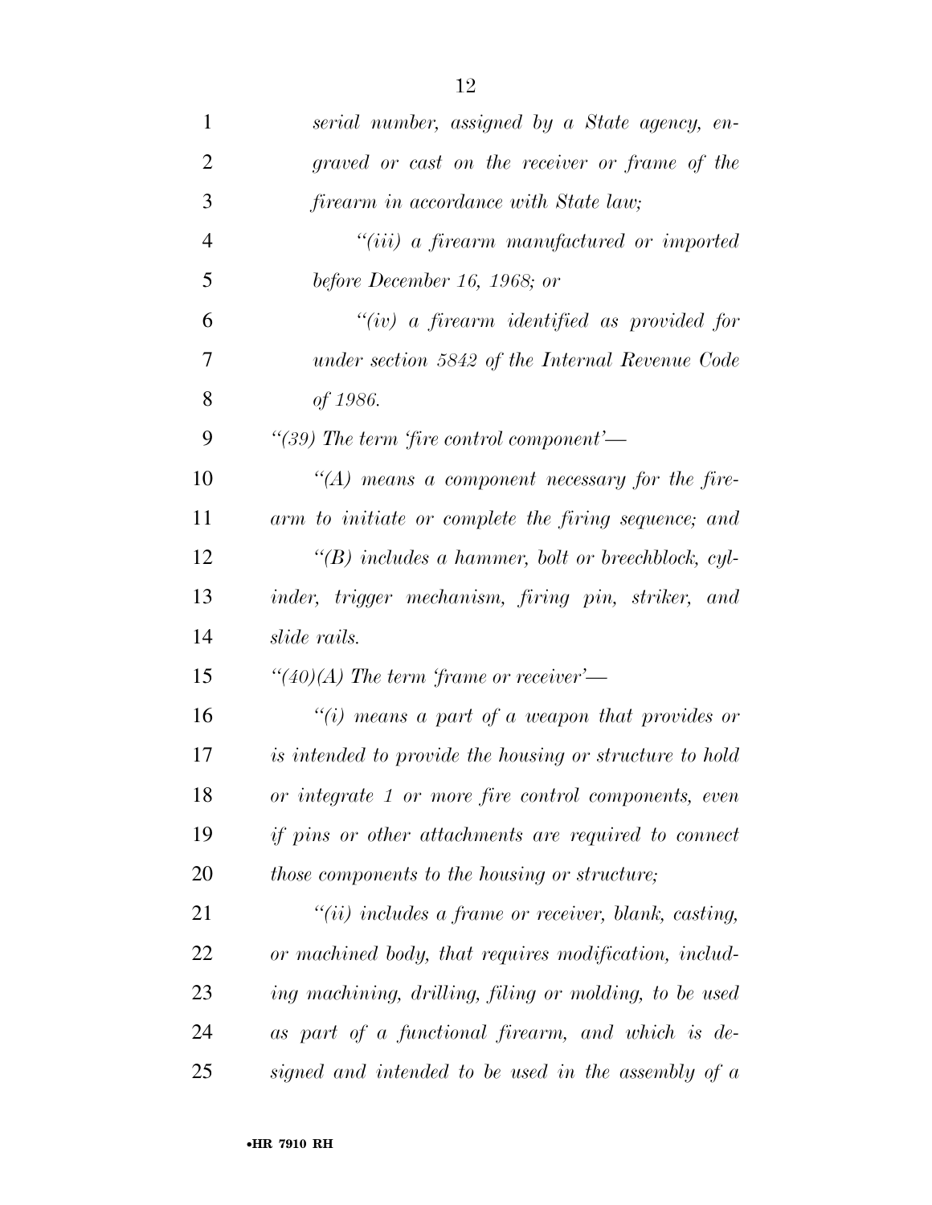*serial number, assigned by a State agency, engraved or cast on the receiver or frame of the firearm in accordance with State law;*

*"(iii) a firearm manufactured or imported before December 16, 1968; or*

*"(iv) a firearm identified as provided for under section 5842 of the Internal Revenue Code of 1986.*

*"(39) The term 'fire control component'—*

*"(A) means a component necessary for the firearm to initiate or complete the firing sequence; and*

*"(B) includes a hammer, bolt or breechblock, cylinder, trigger mechanism, firing pin, striker, and slide rails.*

*"(40)(A) The term 'frame or receiver'—*

*"(i) means a part of a weapon that provides or is intended to provide the housing or structure to hold or integrate 1 or more fire control components, even if pins or other attachments are required to connect those components to the housing or structure;*

*"(ii) includes a frame or receiver, blank, casting, or machined body, that requires modification, including machining, drilling, filing or molding, to be used as part of a functional firearm, and which is designed and intended to be used in the assembly of a*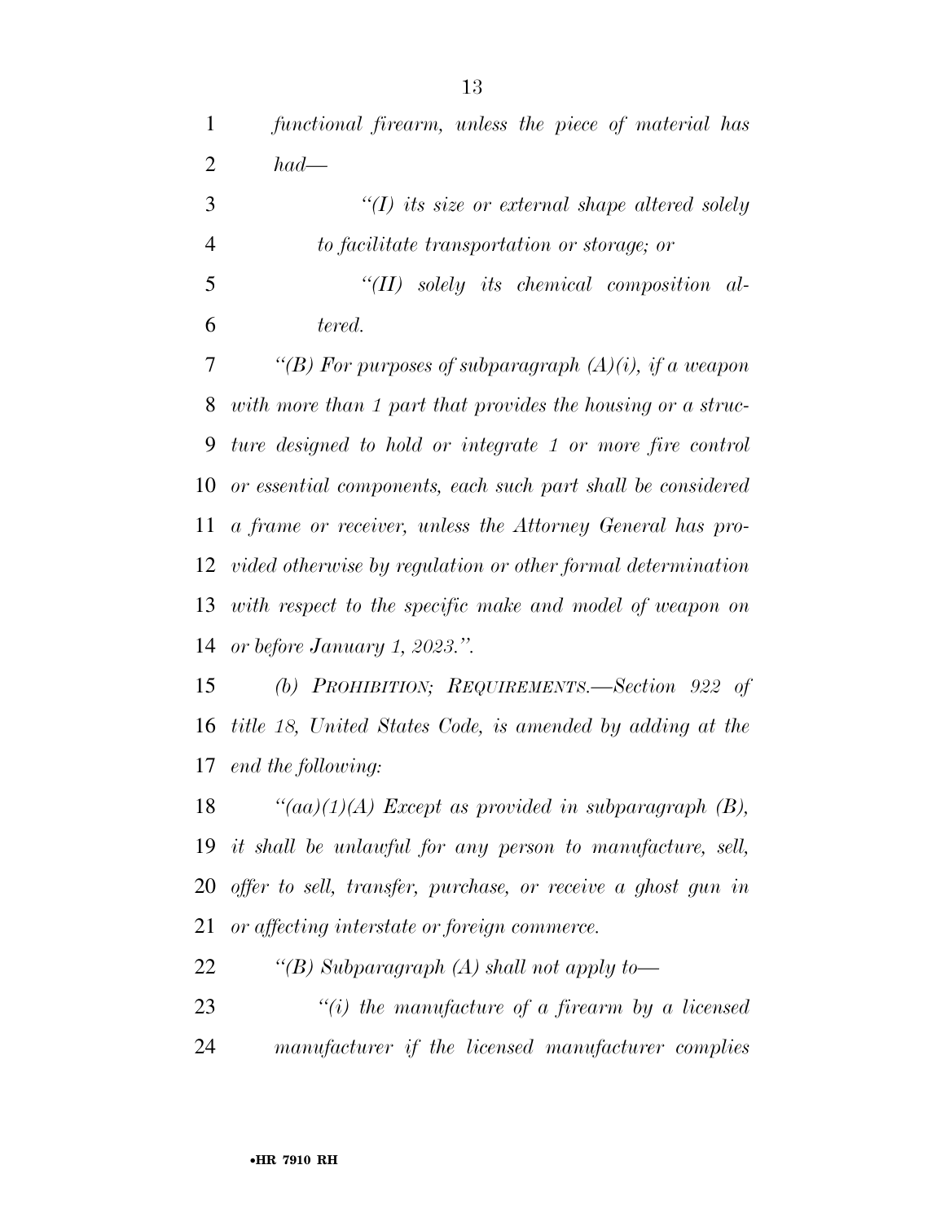*functional firearm, unless the piece of material has had—*

*"(I) its size or external shape altered solely to facilitate transportation or storage; or*

*"(II) solely its chemical composition altered.*

*"(B) For purposes of subparagraph (A)(i), if a weapon with more than 1 part that provides the housing or a structure designed to hold or integrate 1 or more fire control or essential components, each such part shall be considered a frame or receiver, unless the Attorney General has provided otherwise by regulation or other formal determination with respect to the specific make and model of weapon on or before January 1, 2023.".*

*(b) PROHIBITION; REQUIREMENTS.—Section 922 of title 18, United States Code, is amended by adding at the end the following:*

*"(aa)(1)(A) Except as provided in subparagraph (B), it shall be unlawful for any person to manufacture, sell, offer to sell, transfer, purchase, or receive a ghost gun in or affecting interstate or foreign commerce.*

*"(B) Subparagraph (A) shall not apply to—*

*"(i) the manufacture of a firearm by a licensed manufacturer if the licensed manufacturer complies*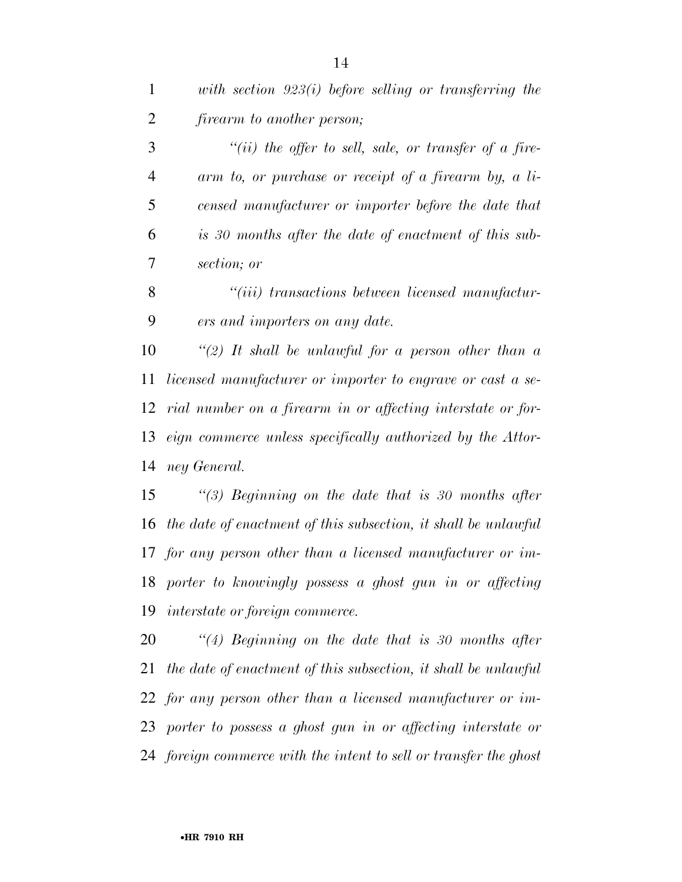*with section 923(i) before selling or transferring the firearm to another person;*

*"(ii) the offer to sell, sale, or transfer of a firearm to, or purchase or receipt of a firearm by, a licensed manufacturer or importer before the date that is 30 months after the date of enactment of this subsection; or*

*"(iii) transactions between licensed manufacturers and importers on any date.*

*"(2) It shall be unlawful for a person other than a licensed manufacturer or importer to engrave or cast a serial number on a firearm in or affecting interstate or foreign commerce unless specifically authorized by the Attorney General.*

*"(3) Beginning on the date that is 30 months after the date of enactment of this subsection, it shall be unlawful for any person other than a licensed manufacturer or importer to knowingly possess a ghost gun in or affecting interstate or foreign commerce.*

*"(4) Beginning on the date that is 30 months after the date of enactment of this subsection, it shall be unlawful for any person other than a licensed manufacturer or importer to possess a ghost gun in or affecting interstate or foreign commerce with the intent to sell or transfer the ghost*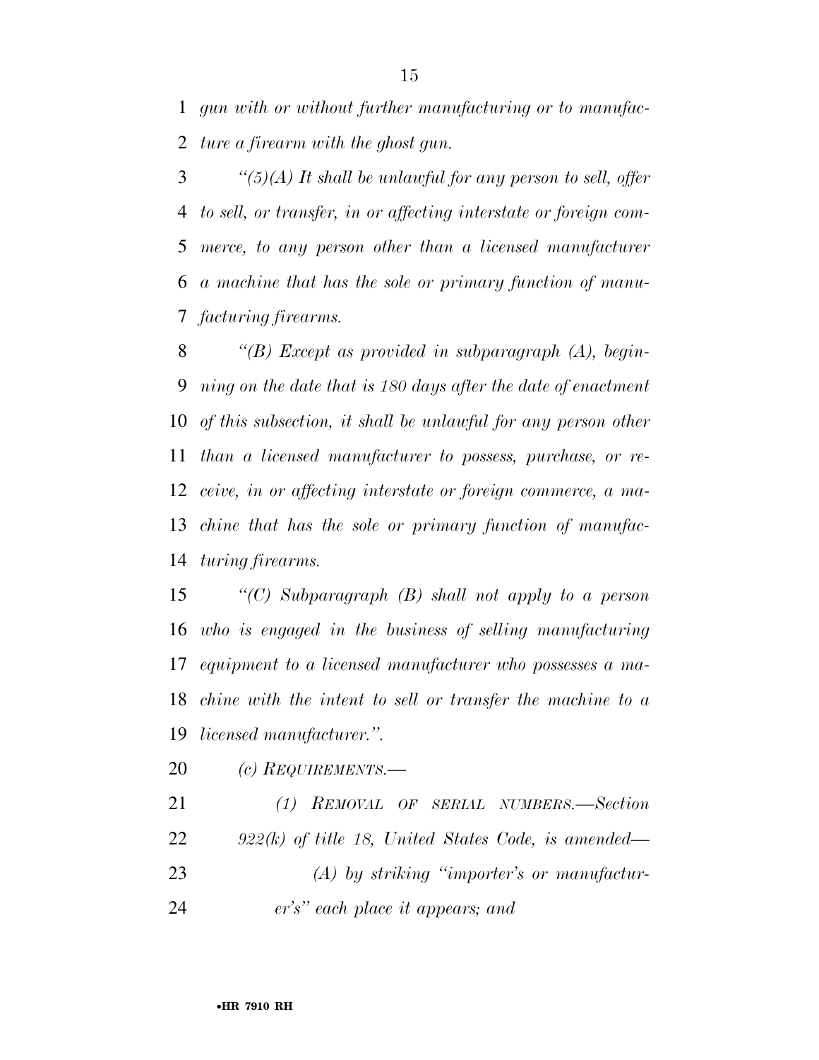*gun with or without further manufacturing or to manufacture a firearm with the ghost gun.*

*"(5)(A) It shall be unlawful for any person to sell, offer to sell, or transfer, in or affecting interstate or foreign commerce, to any person other than a licensed manufacturer a machine that has the sole or primary function of manufacturing firearms.*

*"(B) Except as provided in subparagraph (A), beginning on the date that is 180 days after the date of enactment of this subsection, it shall be unlawful for any person other than a licensed manufacturer to possess, purchase, or receive, in or affecting interstate or foreign commerce, a machine that has the sole or primary function of manufacturing firearms.*

*"(C) Subparagraph (B) shall not apply to a person who is engaged in the business of selling manufacturing equipment to a licensed manufacturer who possesses a machine with the intent to sell or transfer the machine to a licensed manufacturer.".*

*(c) REQUIREMENTS.—*

*(1) REMOVAL OF SERIAL NUMBERS.—Section 922(k) of title 18, United States Code, is amended—*

*(A) by striking "importer's or manufacturer's" each place it appears; and*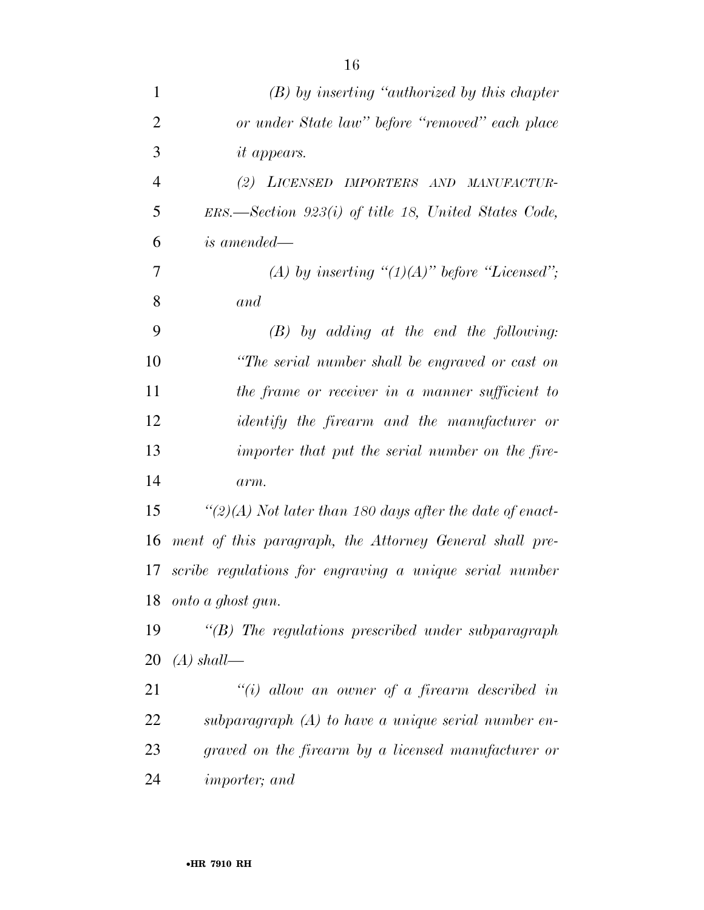*(B) by inserting "authorized by this chapter or under State law" before "removed" each place it appears.*

*(2) LICENSED IMPORTERS AND MANUFACTURERS.—Section 923(i) of title 18, United States Code, is amended—*

*(A) by inserting "(1)(A)" before "Licensed"; and*

*(B) by adding at the end the following: "The serial number shall be engraved or cast on the frame or receiver in a manner sufficient to identify the firearm and the manufacturer or importer that put the serial number on the firearm.*

*"(2)(A) Not later than 180 days after the date of enactment of this paragraph, the Attorney General shall prescribe regulations for engraving a unique serial number onto a ghost gun.*

*"(B) The regulations prescribed under subparagraph (A) shall—*

*"(i) allow an owner of a firearm described in subparagraph (A) to have a unique serial number engraved on the firearm by a licensed manufacturer or importer; and*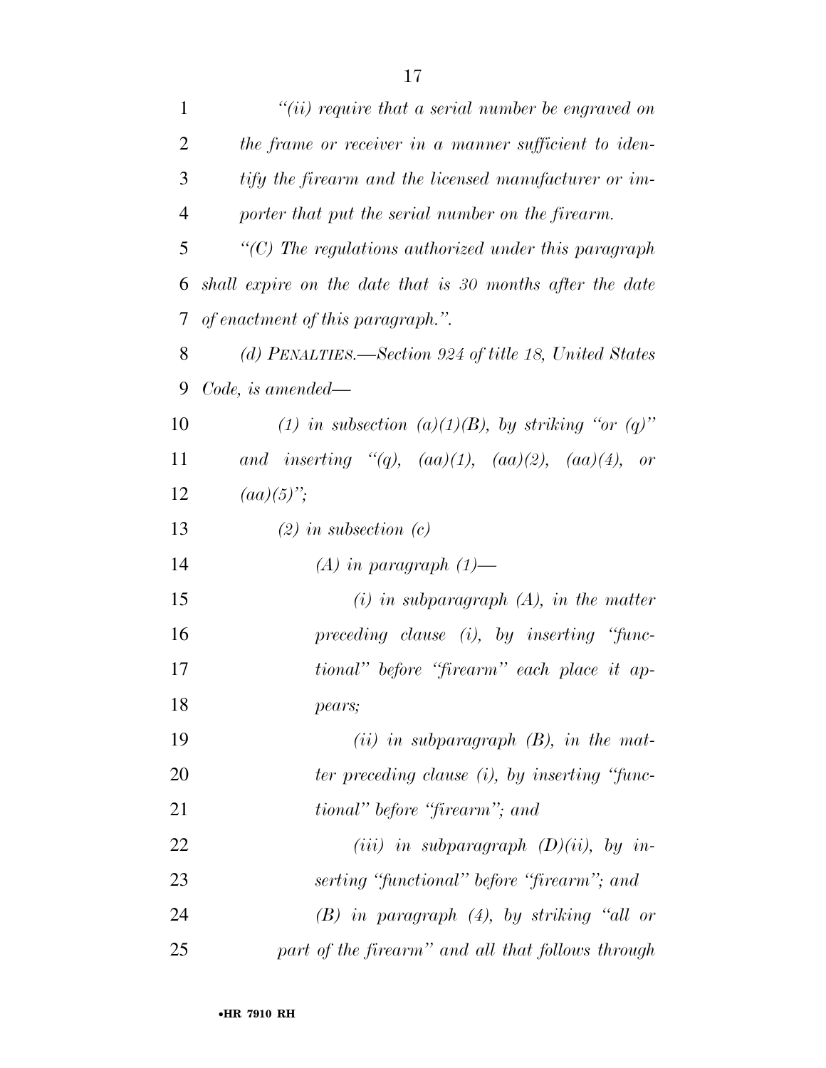*"(ii) require that a serial number be engraved on the frame or receiver in a manner sufficient to identify the firearm and the licensed manufacturer or importer that put the serial number on the firearm.*

*"(C) The regulations authorized under this paragraph shall expire on the date that is 30 months after the date of enactment of this paragraph.".*

*(d) PENALTIES.—Section 924 of title 18, United States Code, is amended—*

*(1) in subsection (a)(1)(B), by striking "or (q)" and inserting "(q), (aa)(1), (aa)(2), (aa)(4), or (aa)(5)";*

*(2) in subsection (c)*

*(A) in paragraph (1)—*

*(i) in subparagraph (A), in the matter preceding clause (i), by inserting "functional" before "firearm" each place it appears;*

*(ii) in subparagraph (B), in the matter preceding clause (i), by inserting "functional" before "firearm"; and*

*(iii) in subparagraph (D)(ii), by inserting "functional" before "firearm"; and*

*(B) in paragraph (4), by striking "all or part of the firearm" and all that follows through*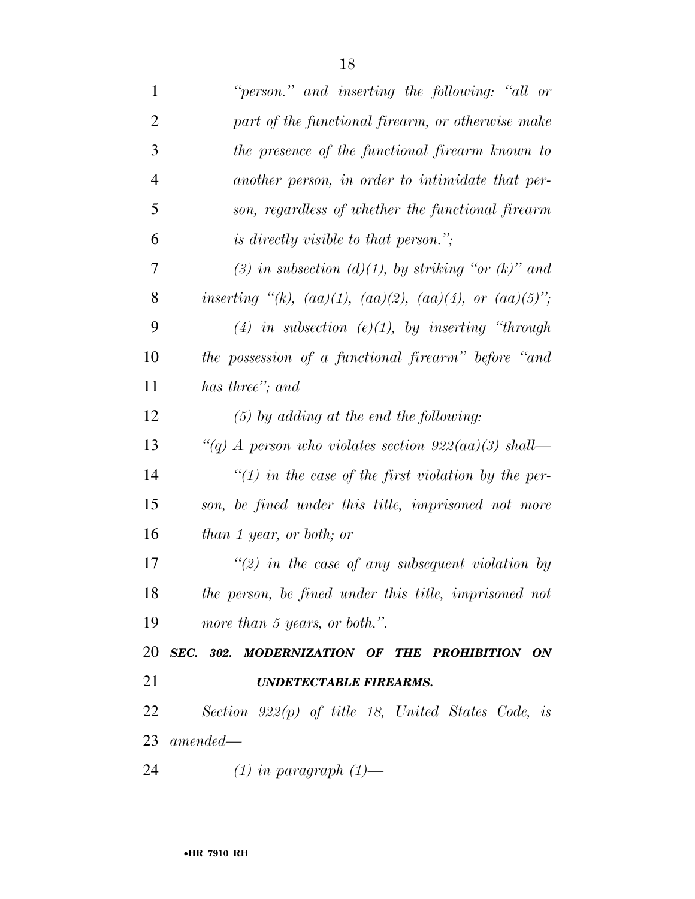*"person." and inserting the following: "all or part of the functional firearm, or otherwise make the presence of the functional firearm known to another person, in order to intimidate that person, regardless of whether the functional firearm is directly visible to that person.";*

*(3) in subsection (d)(1), by striking "or (k)" and inserting "(k), (aa)(1), (aa)(2), (aa)(4), or (aa)(5)";*

*(4) in subsection (e)(1), by inserting "through the possession of a functional firearm" before "and has three"; and*

*(5) by adding at the end the following:*

*"(q) A person who violates section 922(aa)(3) shall—*

*"(1) in the case of the first violation by the person, be fined under this title, imprisoned not more than 1 year, or both; or*

*"(2) in the case of any subsequent violation by the person, be fined under this title, imprisoned not more than 5 years, or both.".*

***SEC. 302. MODERNIZATION OF THE PROHIBITION ON UNDETECTABLE FIREARMS.***

*Section 922(p) of title 18, United States Code, is amended—*

*(1) in paragraph (1)—*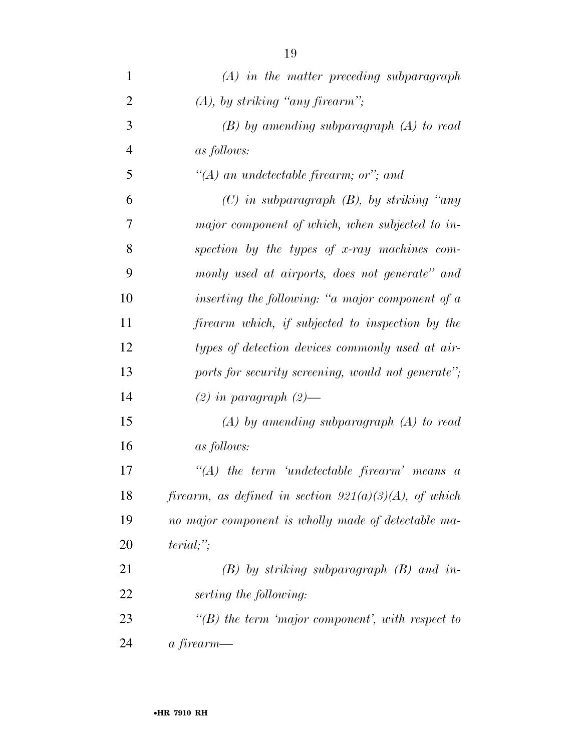*(A) in the matter preceding subparagraph (A), by striking "any firearm";*

*(B) by amending subparagraph (A) to read as follows:*

*"(A) an undetectable firearm; or"; and*

*(C) in subparagraph (B), by striking "any major component of which, when subjected to inspection by the types of x-ray machines commonly used at airports, does not generate" and inserting the following: "a major component of a firearm which, if subjected to inspection by the types of detection devices commonly used at airports for security screening, would not generate";*

*(2) in paragraph (2)—*

*(A) by amending subparagraph (A) to read as follows:*

*"(A) the term 'undetectable firearm' means a firearm, as defined in section 921(a)(3)(A), of which no major component is wholly made of detectable material;";*

*(B) by striking subparagraph (B) and inserting the following:*

*"(B) the term 'major component', with respect to a firearm—*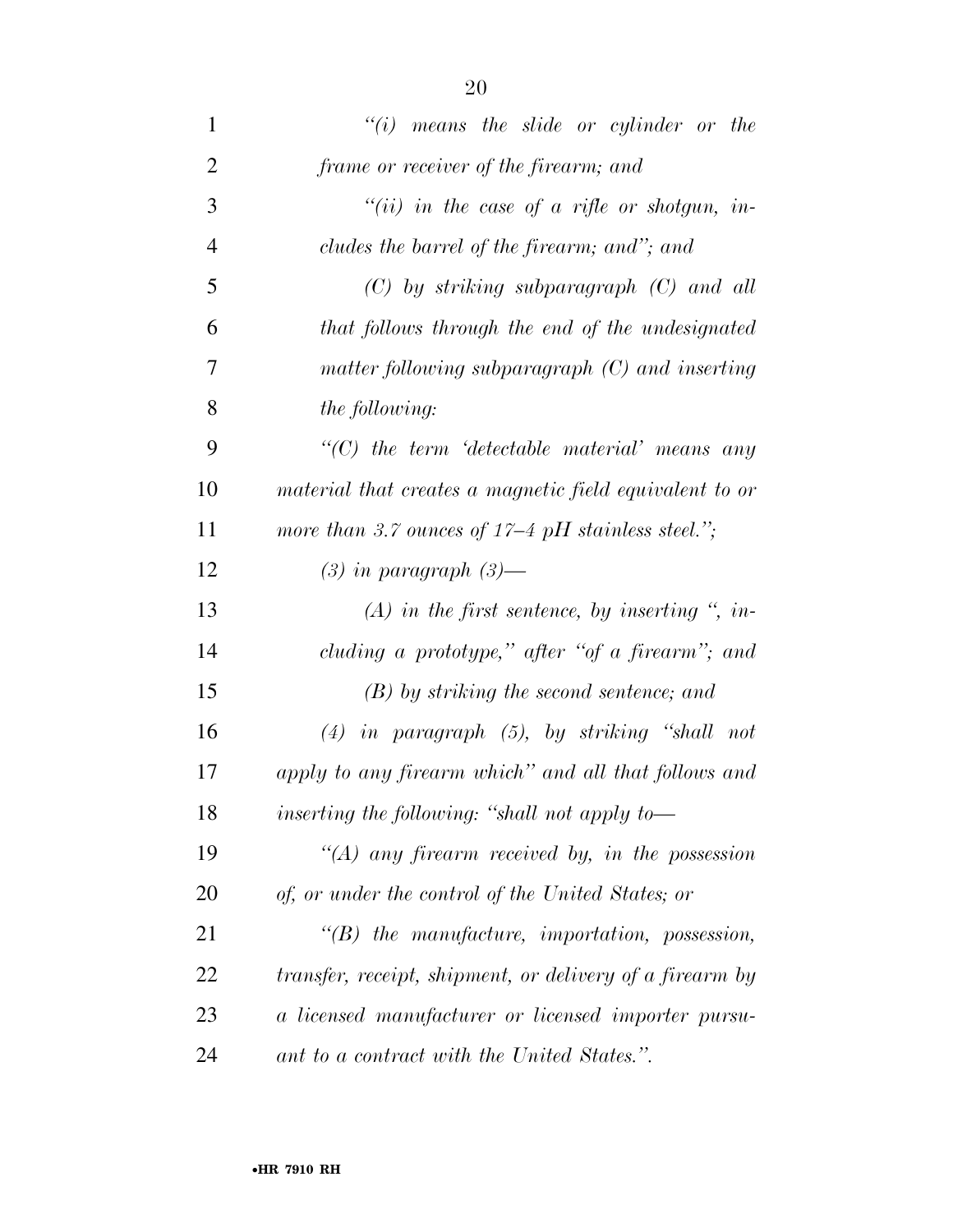*"(i) means the slide or cylinder or the frame or receiver of the firearm; and*

*"(ii) in the case of a rifle or shotgun, includes the barrel of the firearm; and"; and*

*(C) by striking subparagraph (C) and all that follows through the end of the undesignated matter following subparagraph (C) and inserting the following:*

*"(C) the term 'detectable material' means any material that creates a magnetic field equivalent to or more than 3.7 ounces of 17–4 pH stainless steel.";*

*(3) in paragraph (3)—*

*(A) in the first sentence, by inserting ", including a prototype," after "of a firearm"; and*

*(B) by striking the second sentence; and*

*(4) in paragraph (5), by striking "shall not apply to any firearm which" and all that follows and inserting the following: "shall not apply to—*

*"(A) any firearm received by, in the possession of, or under the control of the United States; or*

*"(B) the manufacture, importation, possession, transfer, receipt, shipment, or delivery of a firearm by a licensed manufacturer or licensed importer pursuant to a contract with the United States.".*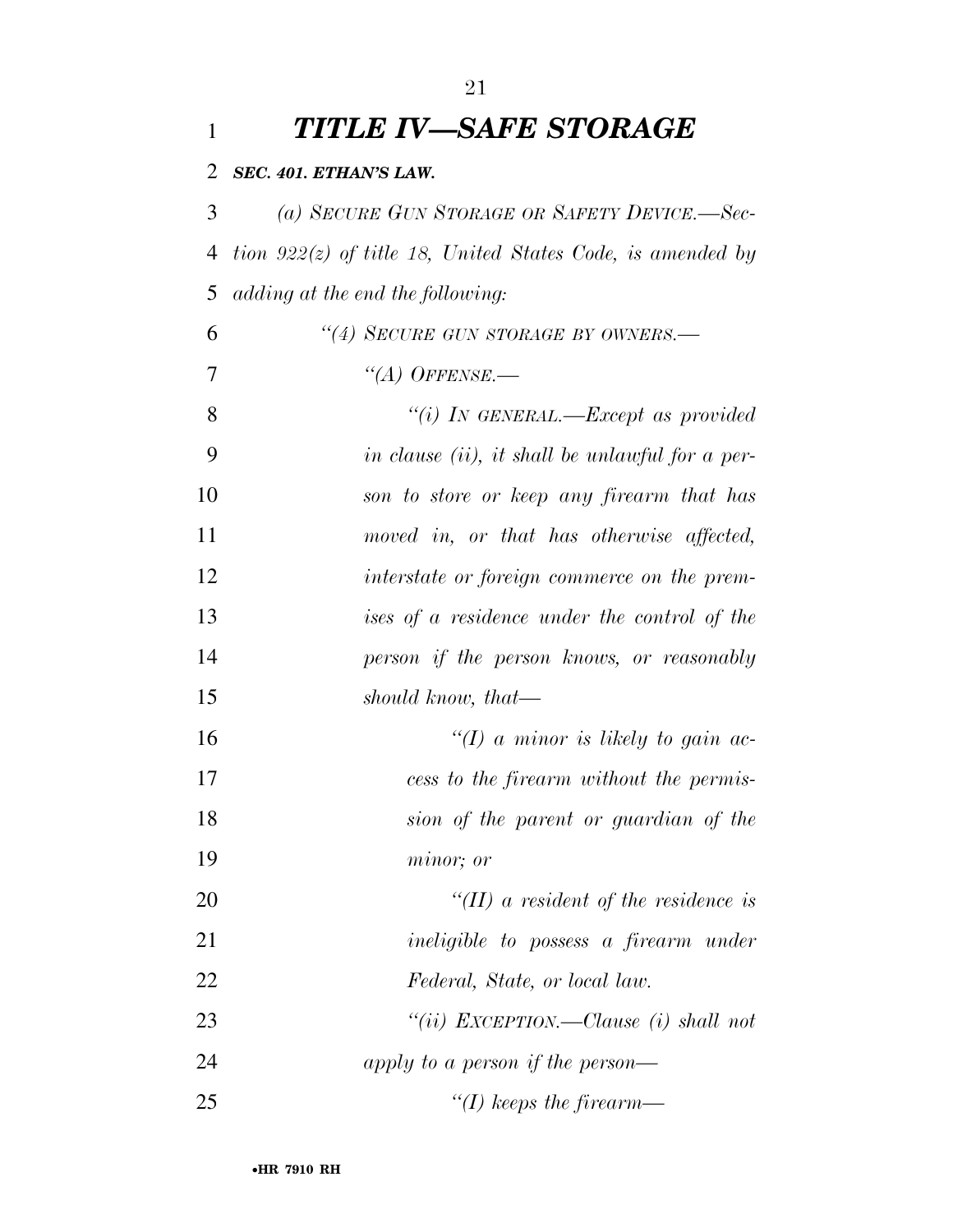# *TITLE IV—SAFE STORAGE*

***SEC. 401. ETHAN'S LAW.***

*(a) SECURE GUN STORAGE OR SAFETY DEVICE.—Section 922(z) of title 18, United States Code, is amended by adding at the end the following:*

*"(4) SECURE GUN STORAGE BY OWNERS.—*

*"(A) OFFENSE.—*

*"(i) IN GENERAL.—Except as provided in clause (ii), it shall be unlawful for a person to store or keep any firearm that has moved in, or that has otherwise affected, interstate or foreign commerce on the premises of a residence under the control of the person if the person knows, or reasonably should know, that—*

*"(I) a minor is likely to gain access to the firearm without the permission of the parent or guardian of the minor; or*

*"(II) a resident of the residence is ineligible to possess a firearm under Federal, State, or local law.*

*"(ii) EXCEPTION.—Clause (i) shall not apply to a person if the person—*

*"(I) keeps the firearm—*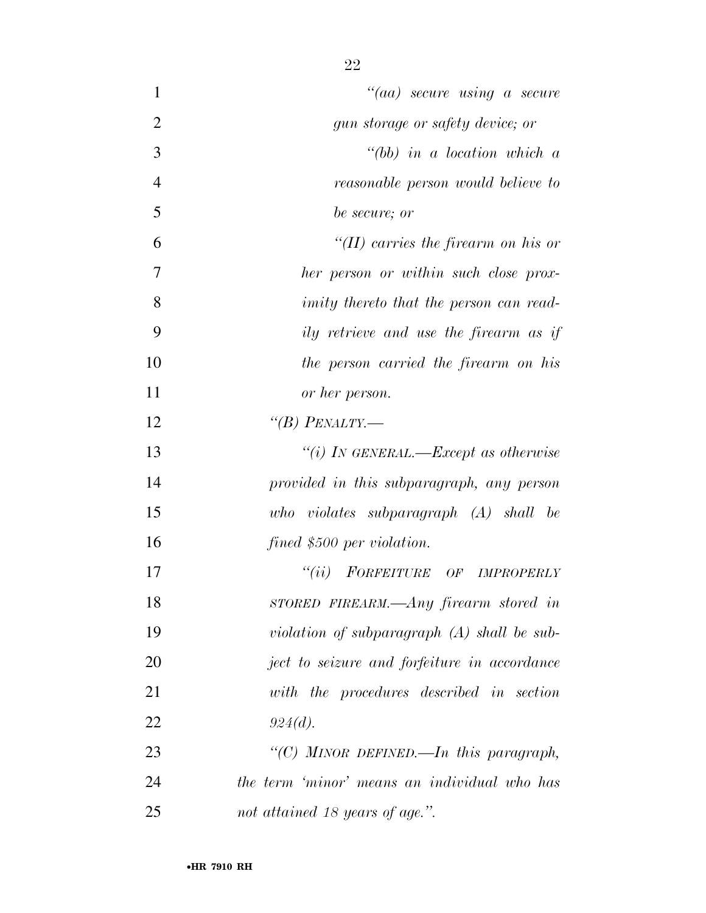*"(aa) secure using a secure gun storage or safety device; or*

*"(bb) in a location which a reasonable person would believe to be secure; or*

*"(II) carries the firearm on his or her person or within such close proximity thereto that the person can readily retrieve and use the firearm as if the person carried the firearm on his or her person.*

*"(B) PENALTY.—*

*"(i) IN GENERAL.—Except as otherwise provided in this subparagraph, any person who violates subparagraph (A) shall be fined $500 per violation.*

*"(ii) FORFEITURE OF IMPROPERLY STORED FIREARM.—Any firearm stored in violation of subparagraph (A) shall be subject to seizure and forfeiture in accordance with the procedures described in section 924(d).*

*"(C) MINOR DEFINED.—In this paragraph, the term 'minor' means an individual who has not attained 18 years of age.".*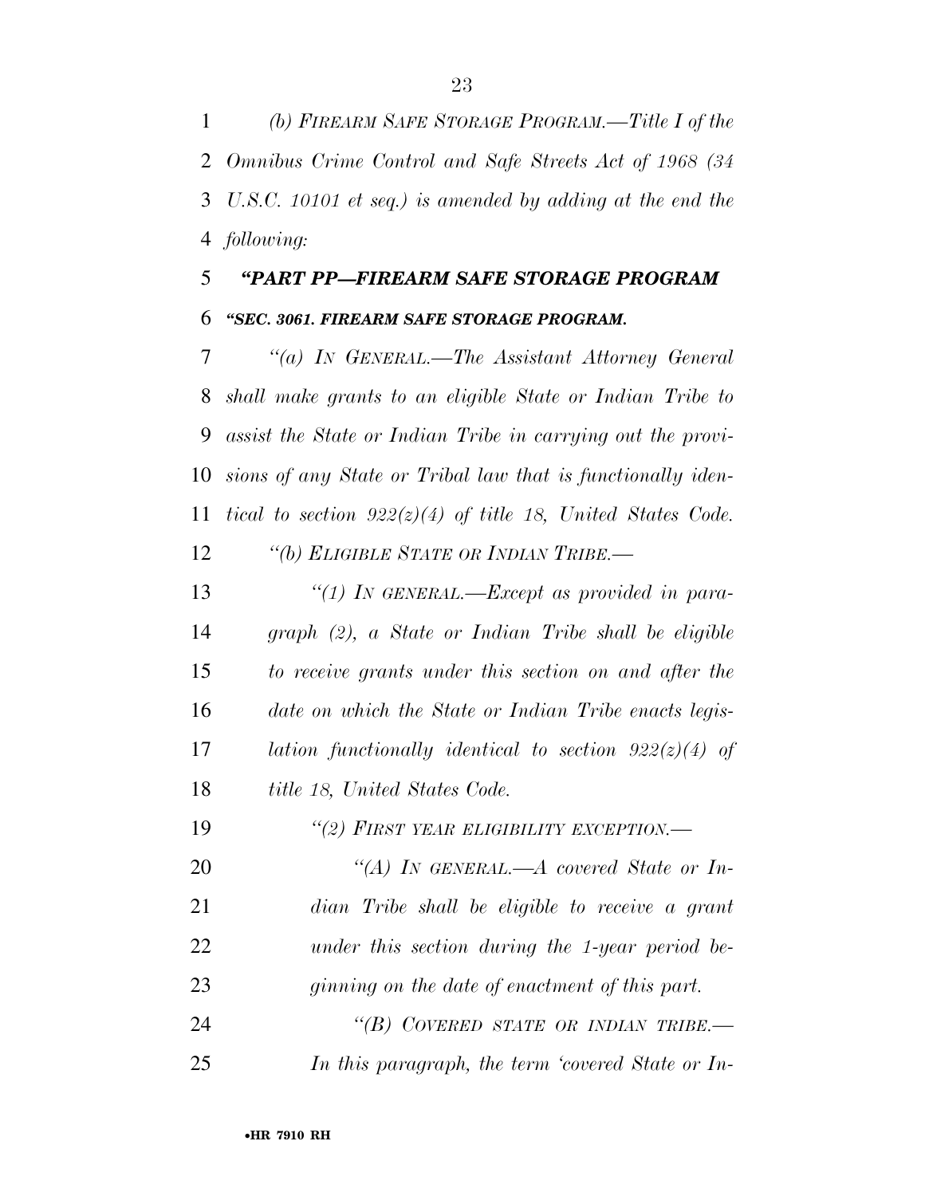*(b) FIREARM SAFE STORAGE PROGRAM.—Title I of the Omnibus Crime Control and Safe Streets Act of 1968 (34 U.S.C. 10101 et seq.) is amended by adding at the end the following:*

## *"PART PP—FIREARM SAFE STORAGE PROGRAM*

### *"SEC. 3061. FIREARM SAFE STORAGE PROGRAM.*

*"(a) IN GENERAL.—The Assistant Attorney General shall make grants to an eligible State or Indian Tribe to assist the State or Indian Tribe in carrying out the provisions of any State or Tribal law that is functionally identical to section 922(z)(4) of title 18, United States Code.*

*"(b) ELIGIBLE STATE OR INDIAN TRIBE.—*

*"(1) IN GENERAL.—Except as provided in paragraph (2), a State or Indian Tribe shall be eligible to receive grants under this section on and after the date on which the State or Indian Tribe enacts legislation functionally identical to section 922(z)(4) of title 18, United States Code.*

*"(2) FIRST YEAR ELIGIBILITY EXCEPTION.—*

*"(A) IN GENERAL.—A covered State or Indian Tribe shall be eligible to receive a grant under this section during the 1-year period beginning on the date of enactment of this part.*

*"(B) COVERED STATE OR INDIAN TRIBE.—In this paragraph, the term 'covered State or In-*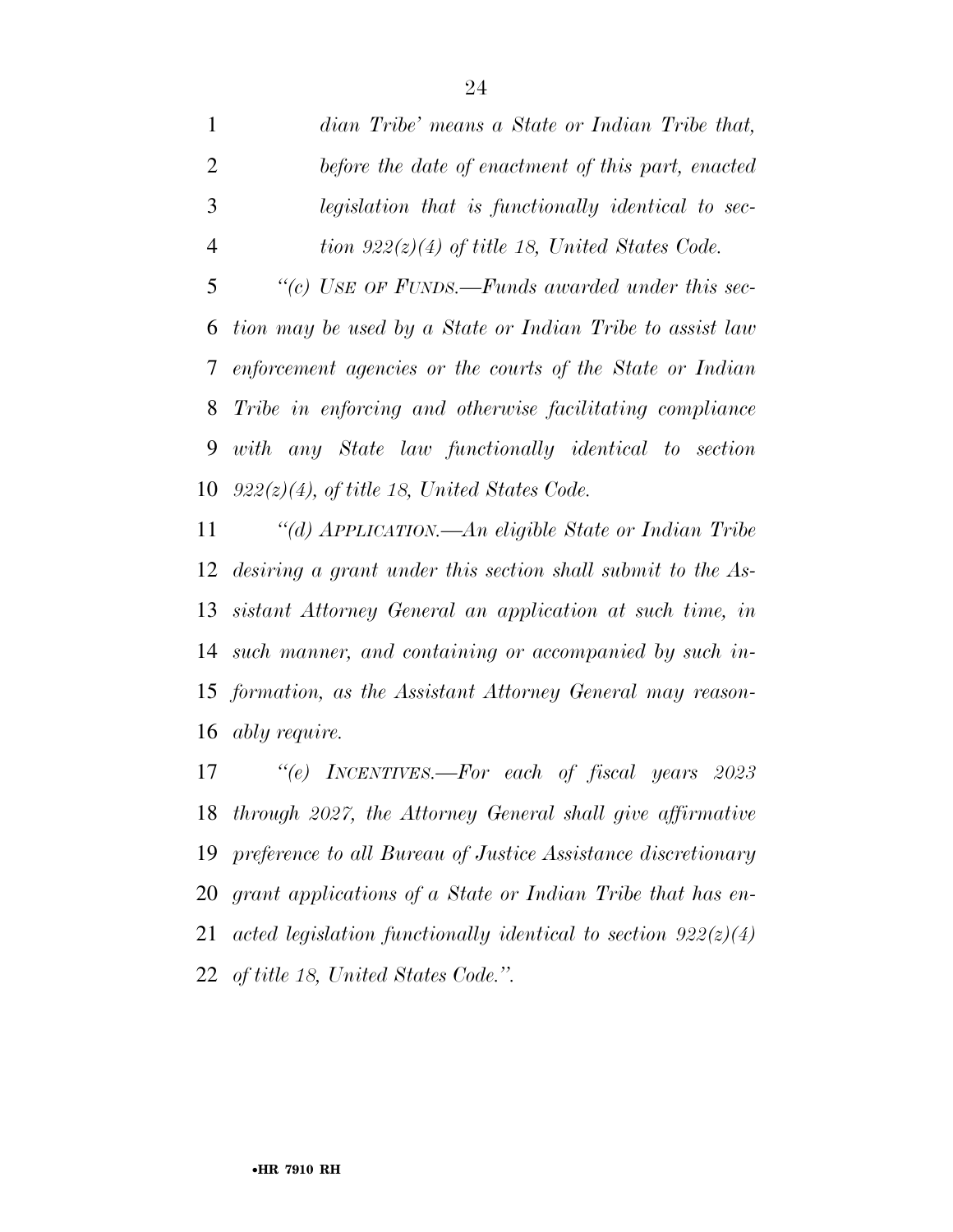*dian Tribe' means a State or Indian Tribe that, before the date of enactment of this part, enacted legislation that is functionally identical to section 922(z)(4) of title 18, United States Code.*

*"(c) USE OF FUNDS.—Funds awarded under this section may be used by a State or Indian Tribe to assist law enforcement agencies or the courts of the State or Indian Tribe in enforcing and otherwise facilitating compliance with any State law functionally identical to section 922(z)(4), of title 18, United States Code.*

*"(d) APPLICATION.—An eligible State or Indian Tribe desiring a grant under this section shall submit to the Assistant Attorney General an application at such time, in such manner, and containing or accompanied by such information, as the Assistant Attorney General may reasonably require.*

*"(e) INCENTIVES.—For each of fiscal years 2023 through 2027, the Attorney General shall give affirmative preference to all Bureau of Justice Assistance discretionary grant applications of a State or Indian Tribe that has enacted legislation functionally identical to section 922(z)(4) of title 18, United States Code.".*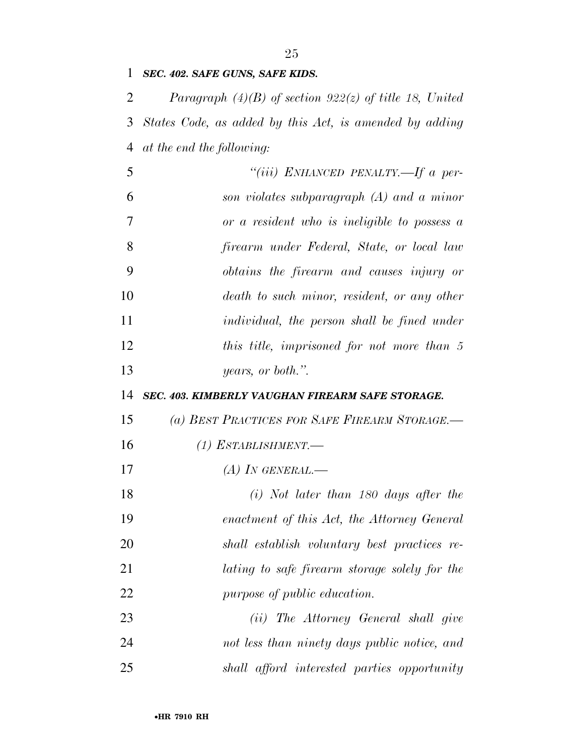***SEC. 402. SAFE GUNS, SAFE KIDS.***

*Paragraph (4)(B) of section 922(z) of title 18, United States Code, as added by this Act, is amended by adding at the end the following:*

*"(iii) ENHANCED PENALTY.—If a person violates subparagraph (A) and a minor or a resident who is ineligible to possess a firearm under Federal, State, or local law obtains the firearm and causes injury or death to such minor, resident, or any other individual, the person shall be fined under this title, imprisoned for not more than 5 years, or both.".*

***SEC. 403. KIMBERLY VAUGHAN FIREARM SAFE STORAGE.***

*(a) BEST PRACTICES FOR SAFE FIREARM STORAGE.—*

*(1) ESTABLISHMENT.—*

*(A) IN GENERAL.—*

*(i) Not later than 180 days after the enactment of this Act, the Attorney General shall establish voluntary best practices relating to safe firearm storage solely for the purpose of public education.*

*(ii) The Attorney General shall give not less than ninety days public notice, and shall afford interested parties opportunity*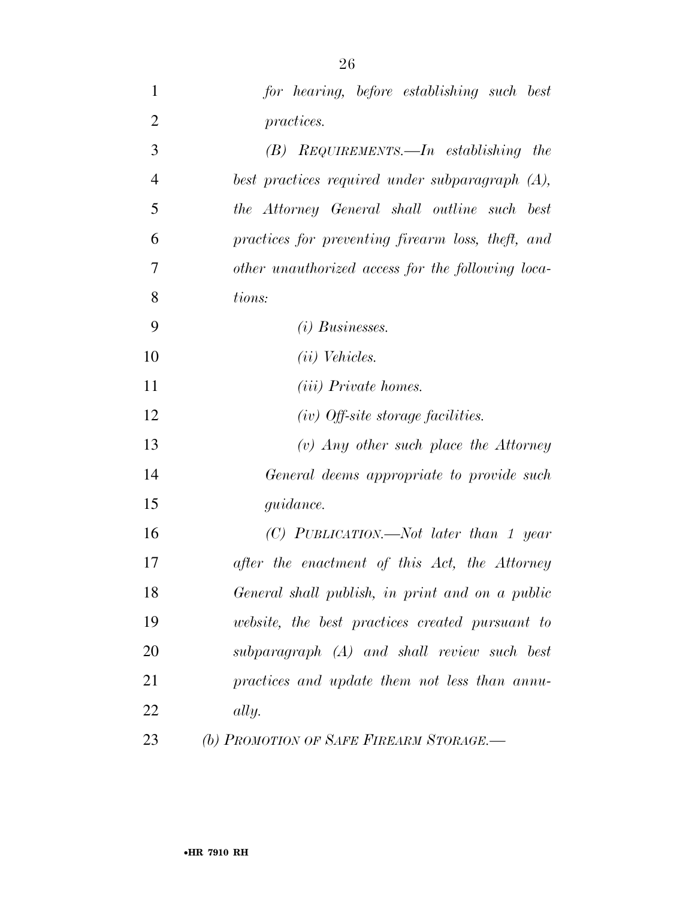*for hearing, before establishing such best practices.*

*(B) REQUIREMENTS.—In establishing the best practices required under subparagraph (A), the Attorney General shall outline such best practices for preventing firearm loss, theft, and other unauthorized access for the following locations:*

*(i) Businesses.*

*(ii) Vehicles.*

*(iii) Private homes.*

*(iv) Off-site storage facilities.*

*(v) Any other such place the Attorney General deems appropriate to provide such guidance.*

*(C) PUBLICATION.—Not later than 1 year after the enactment of this Act, the Attorney General shall publish, in print and on a public website, the best practices created pursuant to subparagraph (A) and shall review such best practices and update them not less than annually.*

*(b) PROMOTION OF SAFE FIREARM STORAGE.—*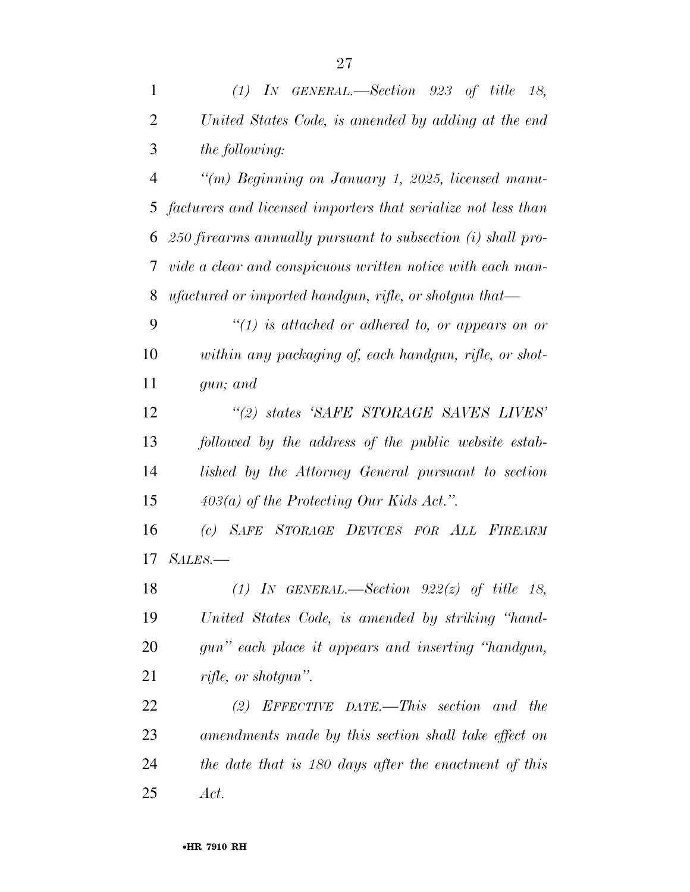*(1) IN GENERAL.—Section 923 of title 18, United States Code, is amended by adding at the end the following:*

*"(m) Beginning on January 1, 2025, licensed manufacturers and licensed importers that serialize not less than 250 firearms annually pursuant to subsection (i) shall provide a clear and conspicuous written notice with each manufactured or imported handgun, rifle, or shotgun that—*

*"(1) is attached or adhered to, or appears on or within any packaging of, each handgun, rifle, or shotgun; and*

*"(2) states 'SAFE STORAGE SAVES LIVES' followed by the address of the public website established by the Attorney General pursuant to section 403(a) of the Protecting Our Kids Act.".*

*(c) SAFE STORAGE DEVICES FOR ALL FIREARM SALES.—*

*(1) IN GENERAL.—Section 922(z) of title 18, United States Code, is amended by striking "handgun" each place it appears and inserting "handgun, rifle, or shotgun".*

*(2) EFFECTIVE DATE.—This section and the amendments made by this section shall take effect on the date that is 180 days after the enactment of this Act.*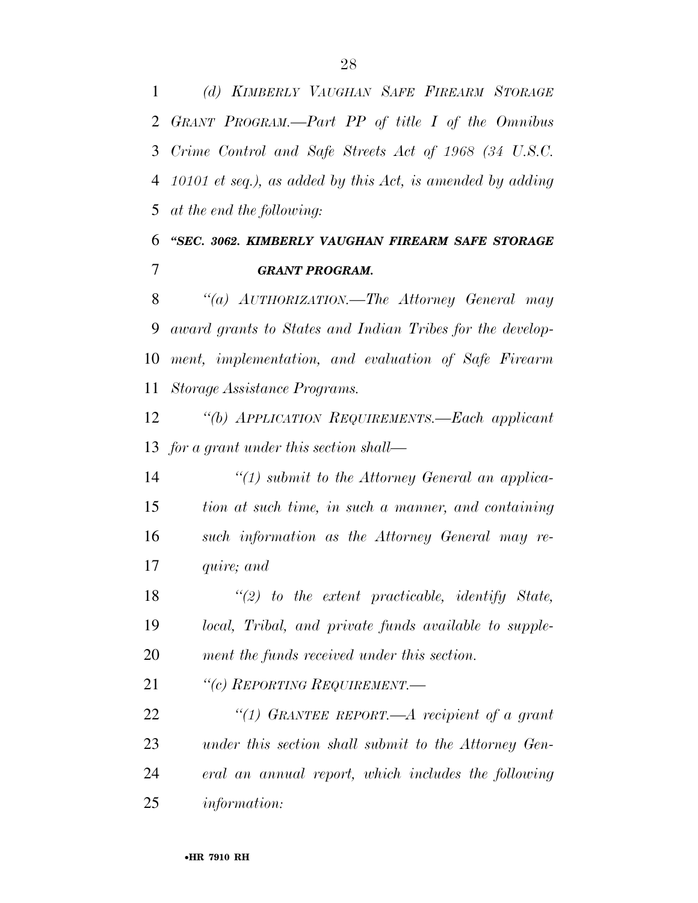*(d) KIMBERLY VAUGHAN SAFE FIREARM STORAGE GRANT PROGRAM.—Part PP of title I of the Omnibus Crime Control and Safe Streets Act of 1968 (34 U.S.C. 10101 et seq.), as added by this Act, is amended by adding at the end the following:*

***"SEC. 3062. KIMBERLY VAUGHAN FIREARM SAFE STORAGE GRANT PROGRAM.***

*"(a) AUTHORIZATION.—The Attorney General may award grants to States and Indian Tribes for the development, implementation, and evaluation of Safe Firearm Storage Assistance Programs.*

*"(b) APPLICATION REQUIREMENTS.—Each applicant for a grant under this section shall—*

*"(1) submit to the Attorney General an application at such time, in such a manner, and containing such information as the Attorney General may require; and*

*"(2) to the extent practicable, identify State, local, Tribal, and private funds available to supplement the funds received under this section.*

*"(c) REPORTING REQUIREMENT.—*

*"(1) GRANTEE REPORT.—A recipient of a grant under this section shall submit to the Attorney General an annual report, which includes the following information:*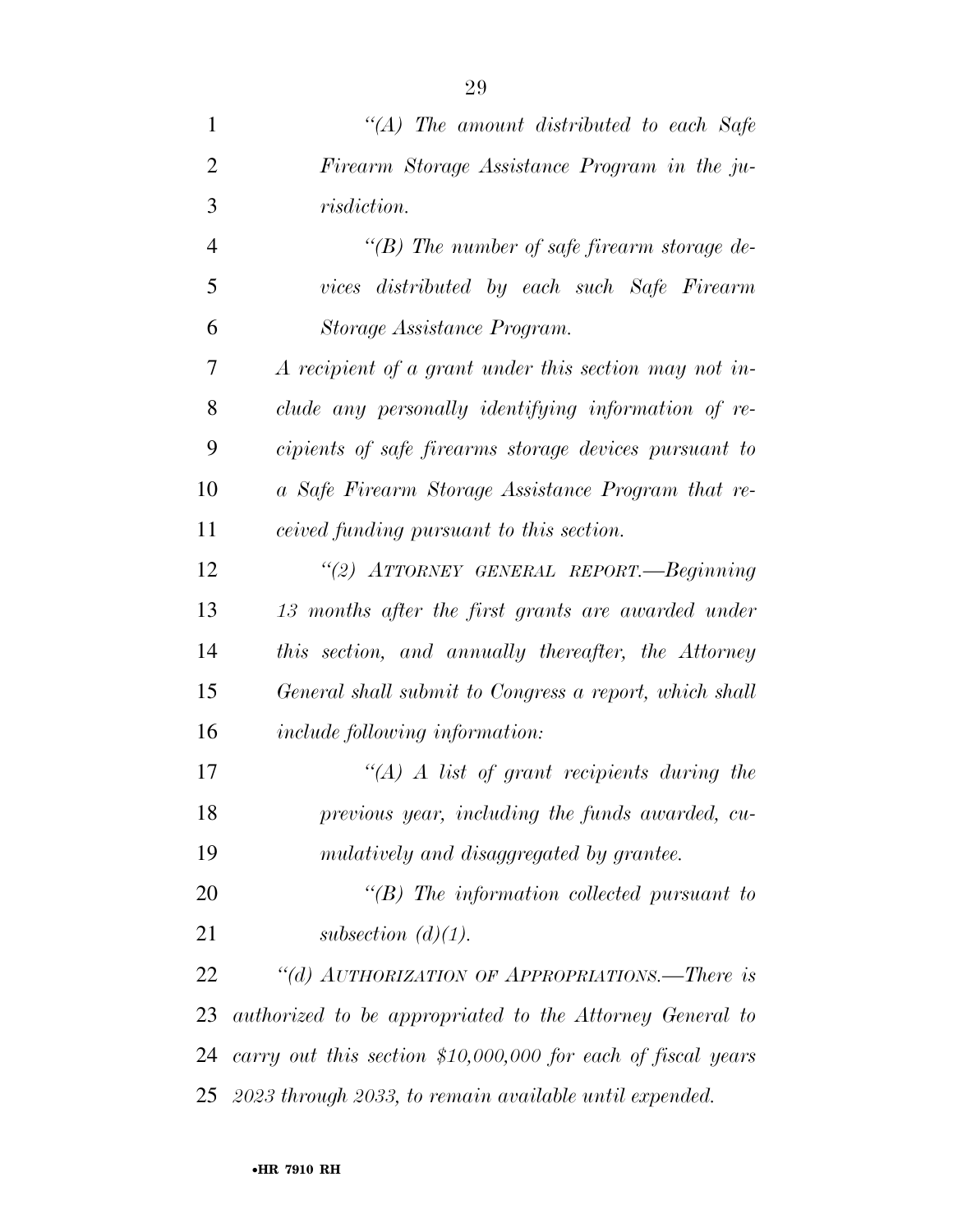*"(A) The amount distributed to each Safe Firearm Storage Assistance Program in the jurisdiction.*

*"(B) The number of safe firearm storage devices distributed by each such Safe Firearm Storage Assistance Program.*

*A recipient of a grant under this section may not include any personally identifying information of recipients of safe firearms storage devices pursuant to a Safe Firearm Storage Assistance Program that received funding pursuant to this section.*

*"(2) ATTORNEY GENERAL REPORT.—Beginning 13 months after the first grants are awarded under this section, and annually thereafter, the Attorney General shall submit to Congress a report, which shall include following information:*

*"(A) A list of grant recipients during the previous year, including the funds awarded, cumulatively and disaggregated by grantee.*

*"(B) The information collected pursuant to subsection (d)(1).*

*"(d) AUTHORIZATION OF APPROPRIATIONS.—There is authorized to be appropriated to the Attorney General to carry out this section $10,000,000 for each of fiscal years 2023 through 2033, to remain available until expended.*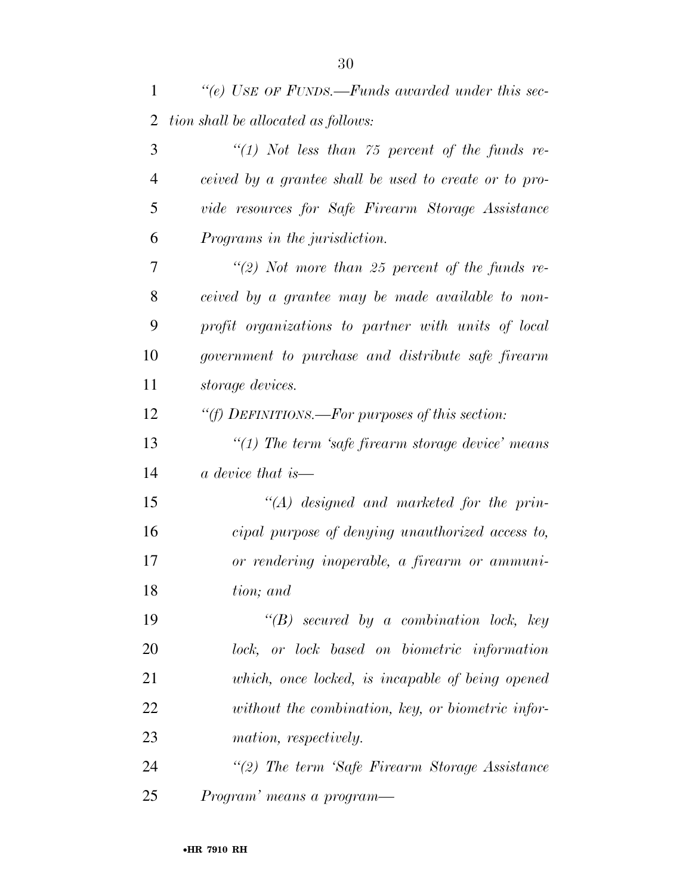*"(e) USE OF FUNDS.—Funds awarded under this section shall be allocated as follows:*

*"(1) Not less than 75 percent of the funds received by a grantee shall be used to create or to provide resources for Safe Firearm Storage Assistance Programs in the jurisdiction.*

*"(2) Not more than 25 percent of the funds received by a grantee may be made available to nonprofit organizations to partner with units of local government to purchase and distribute safe firearm storage devices.*

*"(f) DEFINITIONS.—For purposes of this section:*

*"(1) The term 'safe firearm storage device' means a device that is—*

*"(A) designed and marketed for the principal purpose of denying unauthorized access to, or rendering inoperable, a firearm or ammunition; and*

*"(B) secured by a combination lock, key lock, or lock based on biometric information which, once locked, is incapable of being opened without the combination, key, or biometric information, respectively.*

*"(2) The term 'Safe Firearm Storage Assistance Program' means a program—*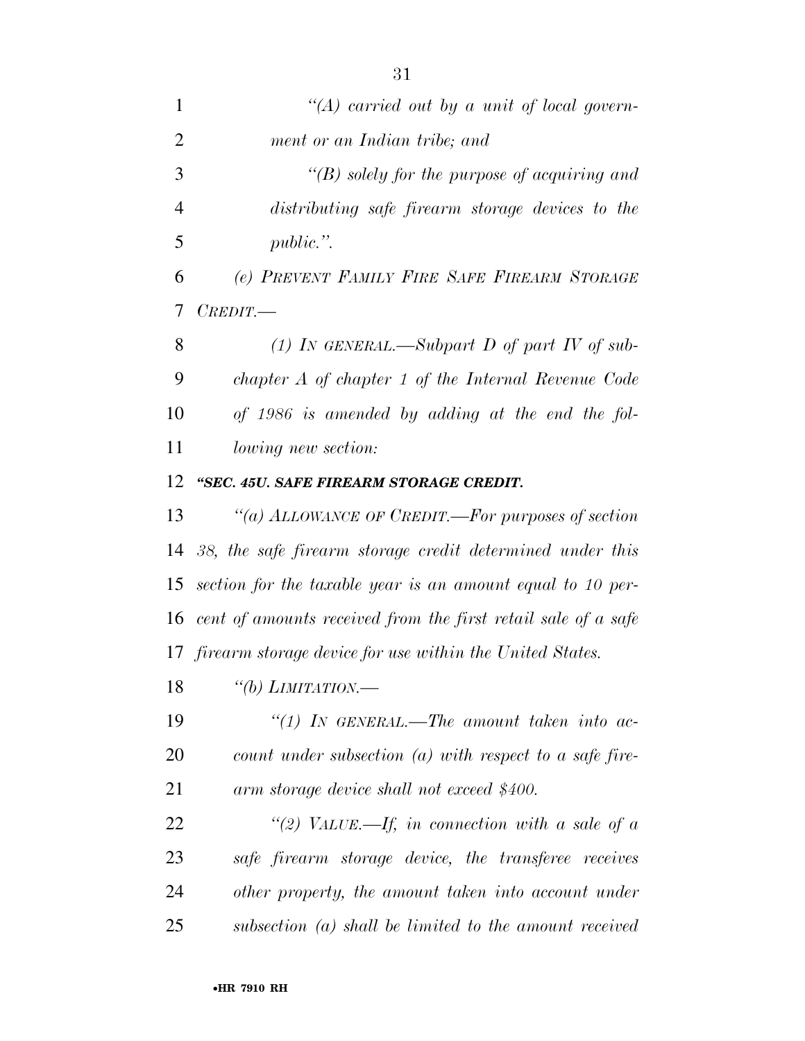*"(A) carried out by a unit of local government or an Indian tribe; and*

*"(B) solely for the purpose of acquiring and distributing safe firearm storage devices to the public.".*

*(e) PREVENT FAMILY FIRE SAFE FIREARM STORAGE CREDIT.—*

*(1) IN GENERAL.—Subpart D of part IV of subchapter A of chapter 1 of the Internal Revenue Code of 1986 is amended by adding at the end the following new section:*

***"SEC. 45U. SAFE FIREARM STORAGE CREDIT.***

*"(a) ALLOWANCE OF CREDIT.—For purposes of section 38, the safe firearm storage credit determined under this section for the taxable year is an amount equal to 10 percent of amounts received from the first retail sale of a safe firearm storage device for use within the United States.*

*"(b) LIMITATION.—*

*"(1) IN GENERAL.—The amount taken into account under subsection (a) with respect to a safe firearm storage device shall not exceed $400.*

*"(2) VALUE.—If, in connection with a sale of a safe firearm storage device, the transferee receives other property, the amount taken into account under subsection (a) shall be limited to the amount received*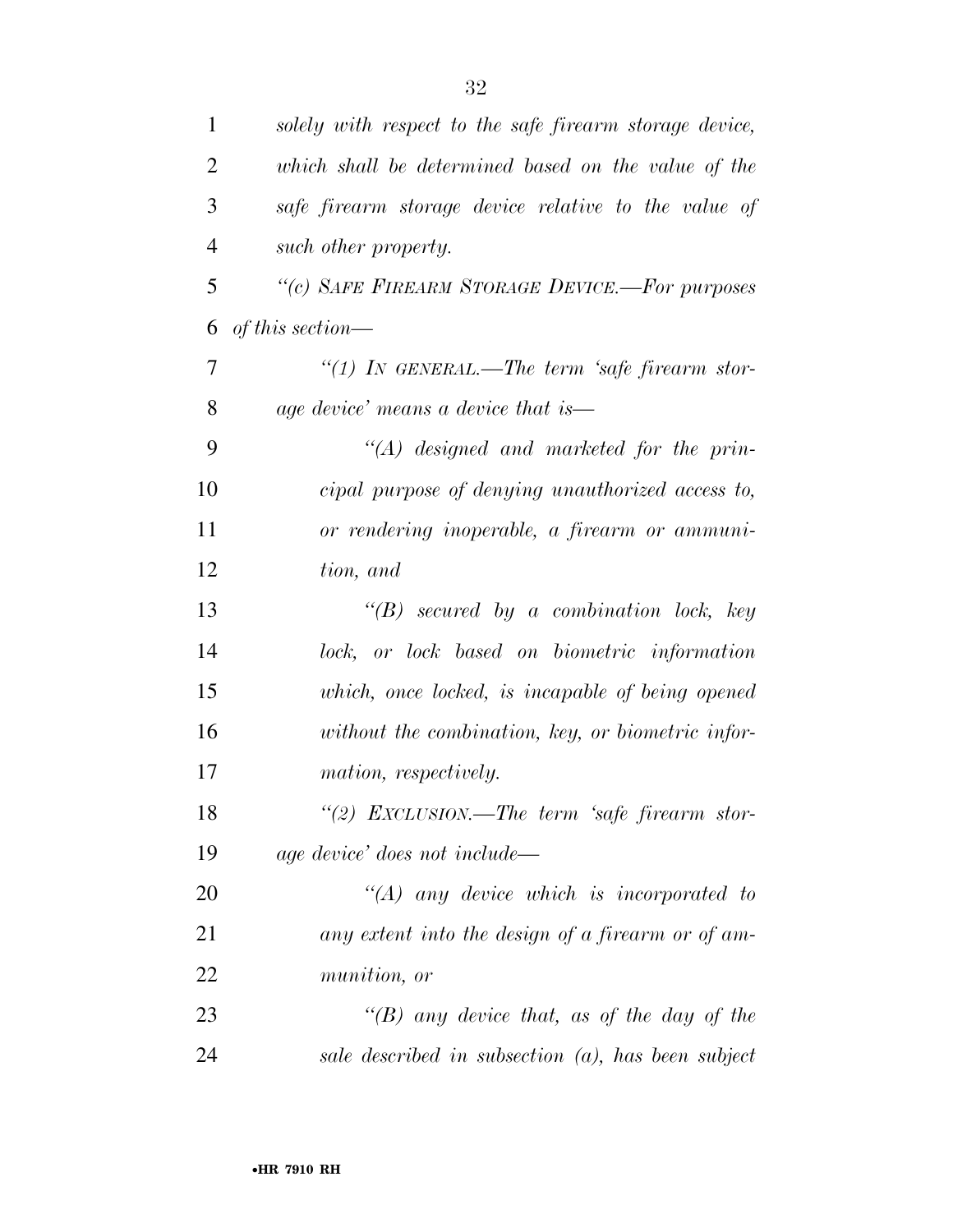*solely with respect to the safe firearm storage device, which shall be determined based on the value of the safe firearm storage device relative to the value of such other property.*

*"(c) SAFE FIREARM STORAGE DEVICE.—For purposes of this section—*

*"(1) IN GENERAL.—The term 'safe firearm storage device' means a device that is—*

*"(A) designed and marketed for the principal purpose of denying unauthorized access to, or rendering inoperable, a firearm or ammunition, and*

*"(B) secured by a combination lock, key lock, or lock based on biometric information which, once locked, is incapable of being opened without the combination, key, or biometric information, respectively.*

*"(2) EXCLUSION.—The term 'safe firearm storage device' does not include—*

*"(A) any device which is incorporated to any extent into the design of a firearm or of ammunition, or*

*"(B) any device that, as of the day of the sale described in subsection (a), has been subject*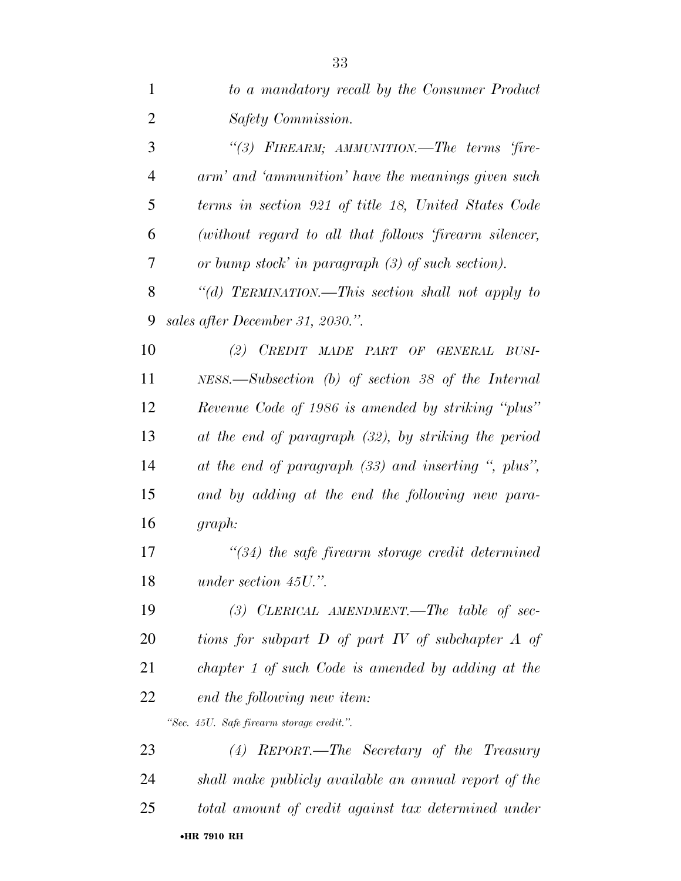*to a mandatory recall by the Consumer Product Safety Commission.*

*"(3) FIREARM; AMMUNITION.—The terms 'firearm' and 'ammunition' have the meanings given such terms in section 921 of title 18, United States Code (without regard to all that follows 'firearm silencer, or bump stock' in paragraph (3) of such section).*

*"(d) TERMINATION.—This section shall not apply to sales after December 31, 2030.".*

*(2) CREDIT MADE PART OF GENERAL BUSINESS.—Subsection (b) of section 38 of the Internal Revenue Code of 1986 is amended by striking "plus" at the end of paragraph (32), by striking the period at the end of paragraph (33) and inserting ", plus", and by adding at the end the following new paragraph:*

*"(34) the safe firearm storage credit determined under section 45U.".*

*(3) CLERICAL AMENDMENT.—The table of sections for subpart D of part IV of subchapter A of chapter 1 of such Code is amended by adding at the end the following new item:*

*"Sec. 45U. Safe firearm storage credit.".*

*(4) REPORT.—The Secretary of the Treasury shall make publicly available an annual report of the total amount of credit against tax determined under*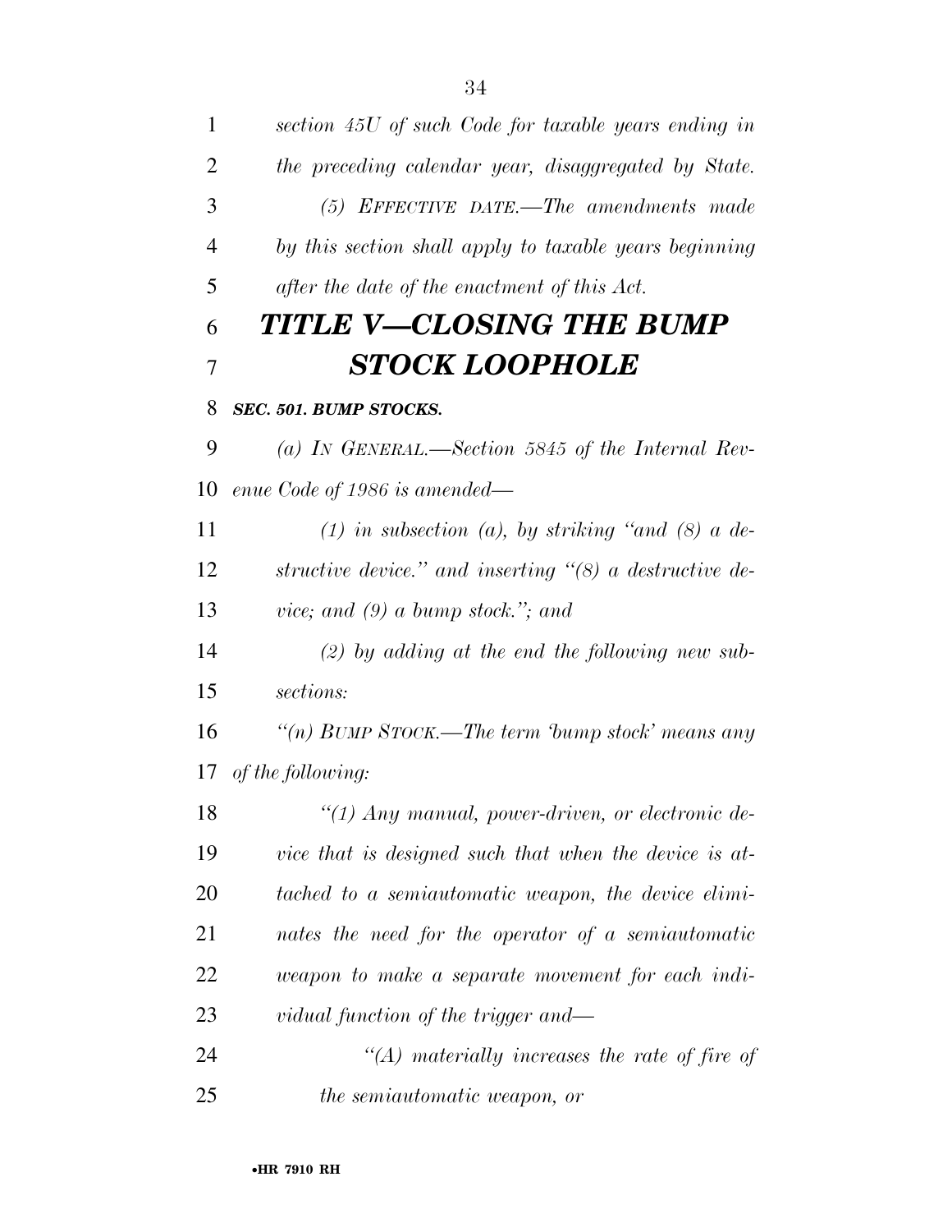*section 45U of such Code for taxable years ending in the preceding calendar year, disaggregated by State.*

*(5) EFFECTIVE DATE.—The amendments made by this section shall apply to taxable years beginning after the date of the enactment of this Act.*

# *TITLE V—CLOSING THE BUMP STOCK LOOPHOLE*

### *SEC. 501. BUMP STOCKS.*

*(a) IN GENERAL.—Section 5845 of the Internal Revenue Code of 1986 is amended—*

*(1) in subsection (a), by striking "and (8) a destructive device." and inserting "(8) a destructive device; and (9) a bump stock."; and*

*(2) by adding at the end the following new subsections:*

*"(n) BUMP STOCK.—The term 'bump stock' means any of the following:*

*"(1) Any manual, power-driven, or electronic device that is designed such that when the device is attached to a semiautomatic weapon, the device eliminates the need for the operator of a semiautomatic weapon to make a separate movement for each individual function of the trigger and—*

*"(A) materially increases the rate of fire of the semiautomatic weapon, or*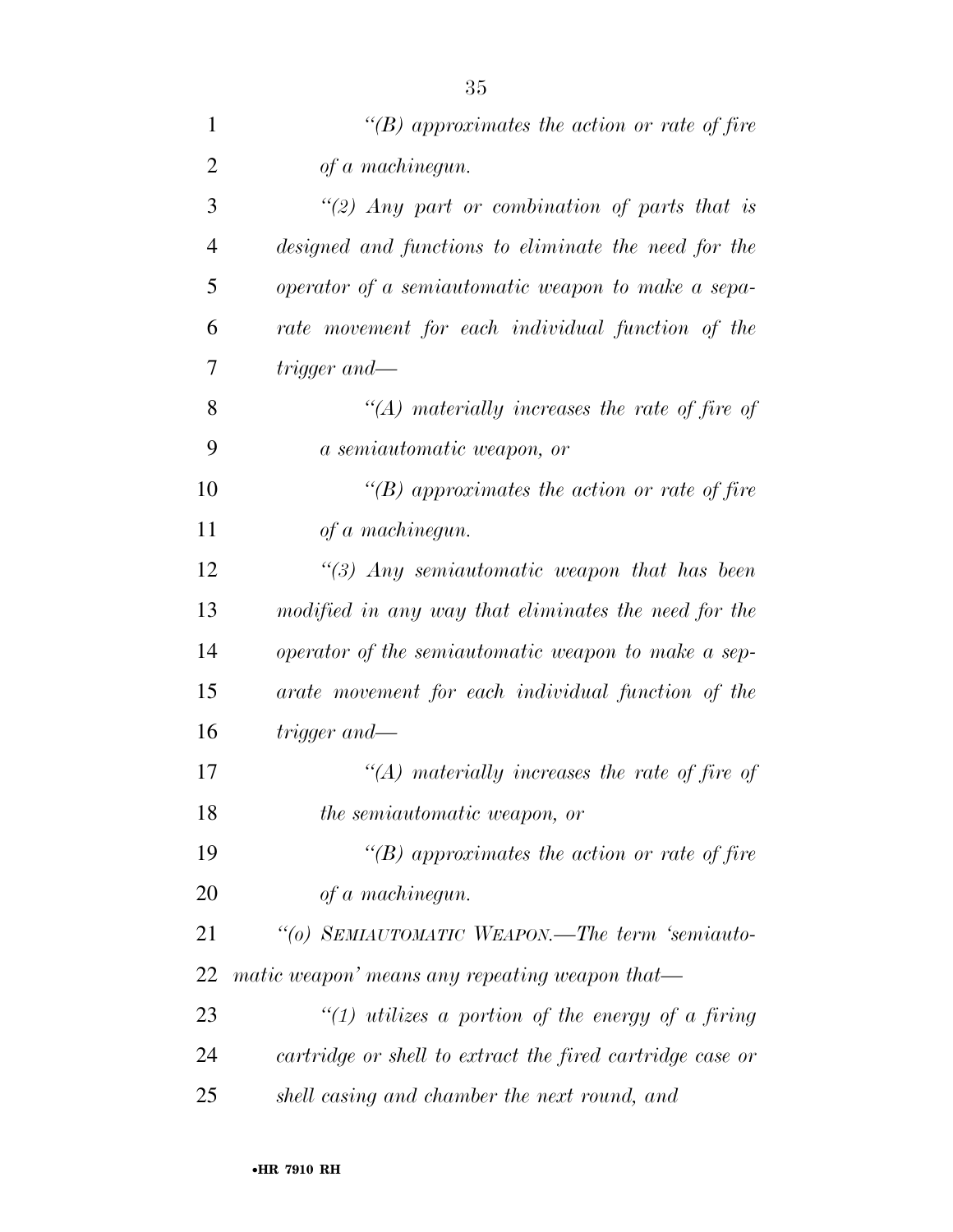*"(B) approximates the action or rate of fire of a machinegun.*

*"(2) Any part or combination of parts that is designed and functions to eliminate the need for the operator of a semiautomatic weapon to make a separate movement for each individual function of the trigger and—*

*"(A) materially increases the rate of fire of a semiautomatic weapon, or*

*"(B) approximates the action or rate of fire of a machinegun.*

*"(3) Any semiautomatic weapon that has been modified in any way that eliminates the need for the operator of the semiautomatic weapon to make a separate movement for each individual function of the trigger and—*

*"(A) materially increases the rate of fire of the semiautomatic weapon, or*

*"(B) approximates the action or rate of fire of a machinegun.*

*"(o) SEMIAUTOMATIC WEAPON.—The term 'semiautomatic weapon' means any repeating weapon that—*

*"(1) utilizes a portion of the energy of a firing cartridge or shell to extract the fired cartridge case or shell casing and chamber the next round, and*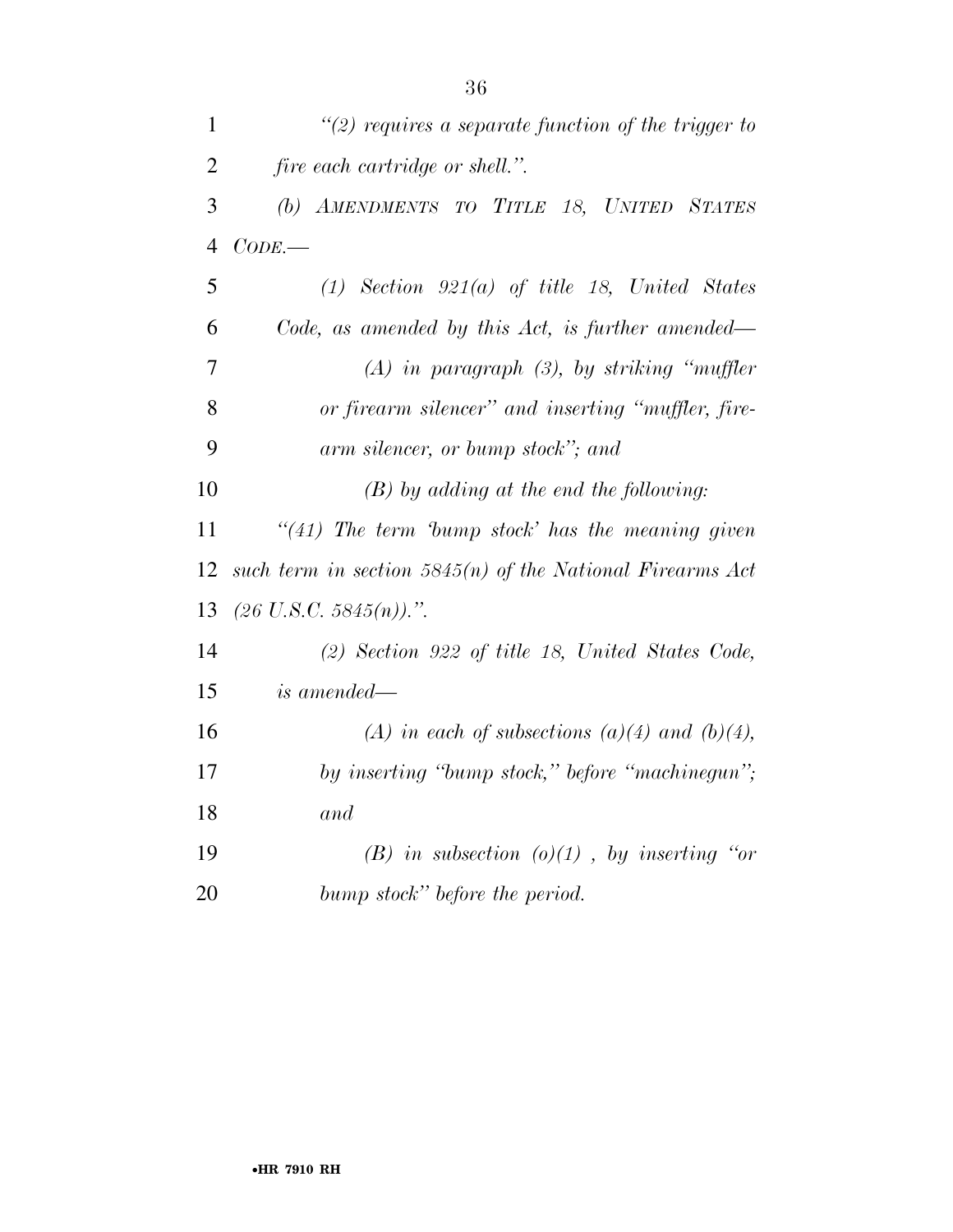*"(2) requires a separate function of the trigger to fire each cartridge or shell.".*

*(b) AMENDMENTS TO TITLE 18, UNITED STATES CODE.—*

*(1) Section 921(a) of title 18, United States Code, as amended by this Act, is further amended—*

*(A) in paragraph (3), by striking "muffler or firearm silencer" and inserting "muffler, firearm silencer, or bump stock"; and*

*(B) by adding at the end the following:*

*"(41) The term 'bump stock' has the meaning given such term in section 5845(n) of the National Firearms Act (26 U.S.C. 5845(n)).".*

*(2) Section 922 of title 18, United States Code, is amended—*

*(A) in each of subsections (a)(4) and (b)(4), by inserting "bump stock," before "machinegun"; and*

*(B) in subsection (o)(1) , by inserting "or bump stock" before the period.*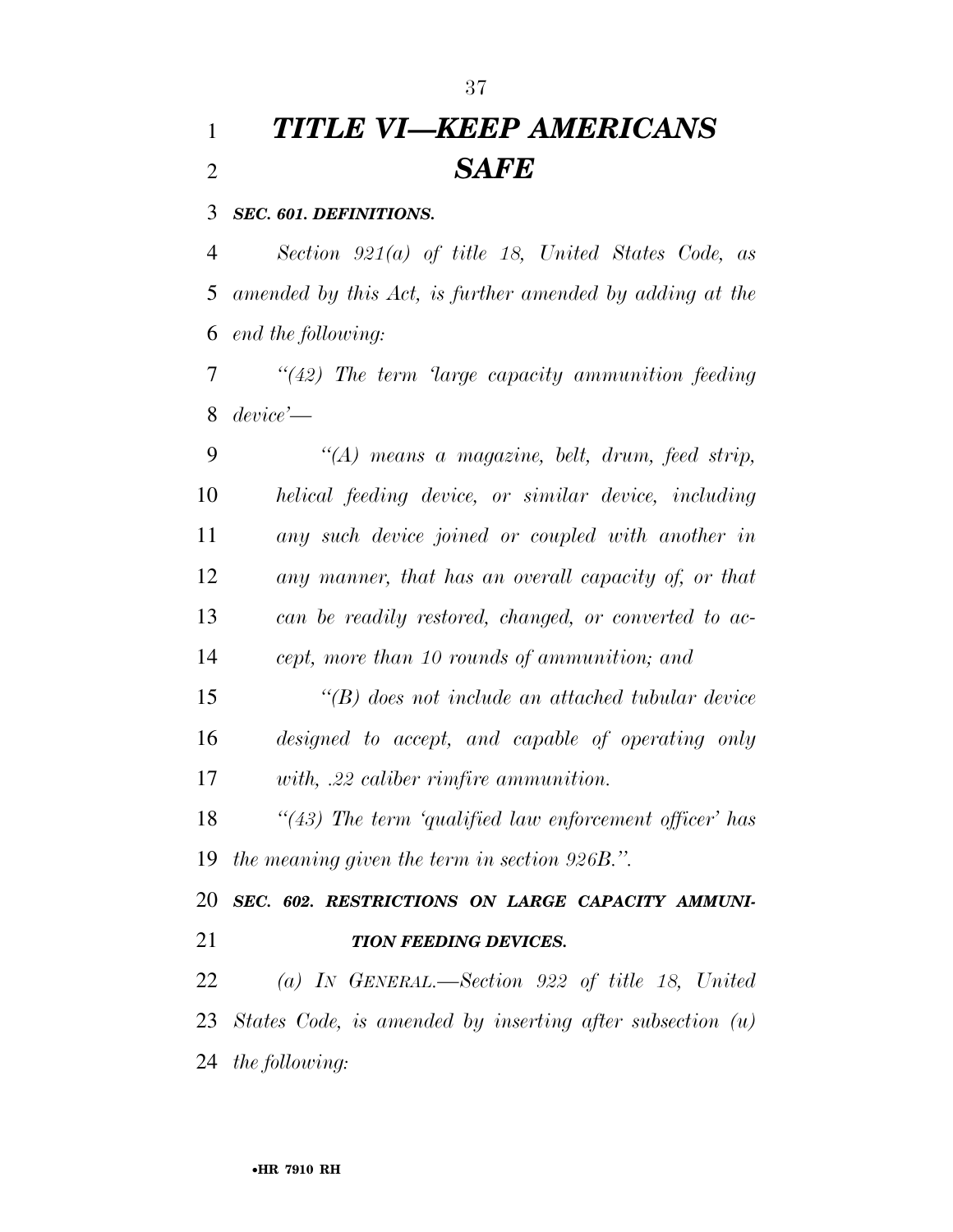# *TITLE VI—KEEP AMERICANS SAFE*

***SEC. 601. DEFINITIONS.***

*Section 921(a) of title 18, United States Code, as amended by this Act, is further amended by adding at the end the following:*

*"(42) The term 'large capacity ammunition feeding device'—*

*"(A) means a magazine, belt, drum, feed strip, helical feeding device, or similar device, including any such device joined or coupled with another in any manner, that has an overall capacity of, or that can be readily restored, changed, or converted to accept, more than 10 rounds of ammunition; and*

*"(B) does not include an attached tubular device designed to accept, and capable of operating only with, .22 caliber rimfire ammunition.*

*"(43) The term 'qualified law enforcement officer' has the meaning given the term in section 926B.".*

***SEC. 602. RESTRICTIONS ON LARGE CAPACITY AMMUNITION FEEDING DEVICES.***

*(a) IN GENERAL.—Section 922 of title 18, United States Code, is amended by inserting after subsection (u) the following:*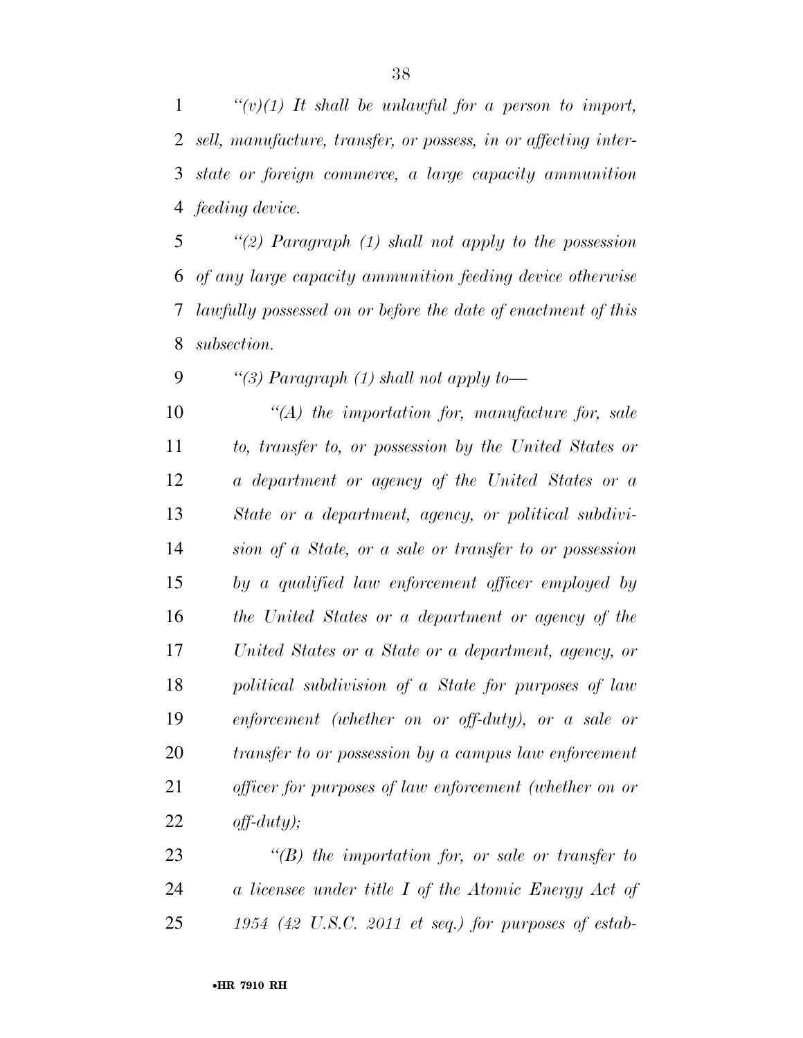*"(v)(1) It shall be unlawful for a person to import, sell, manufacture, transfer, or possess, in or affecting interstate or foreign commerce, a large capacity ammunition feeding device.*

*"(2) Paragraph (1) shall not apply to the possession of any large capacity ammunition feeding device otherwise lawfully possessed on or before the date of enactment of this subsection.*

*"(3) Paragraph (1) shall not apply to—*

*"(A) the importation for, manufacture for, sale to, transfer to, or possession by the United States or a department or agency of the United States or a State or a department, agency, or political subdivision of a State, or a sale or transfer to or possession by a qualified law enforcement officer employed by the United States or a department or agency of the United States or a State or a department, agency, or political subdivision of a State for purposes of law enforcement (whether on or off-duty), or a sale or transfer to or possession by a campus law enforcement officer for purposes of law enforcement (whether on or off-duty);*

*"(B) the importation for, or sale or transfer to a licensee under title I of the Atomic Energy Act of 1954 (42 U.S.C. 2011 et seq.) for purposes of estab-*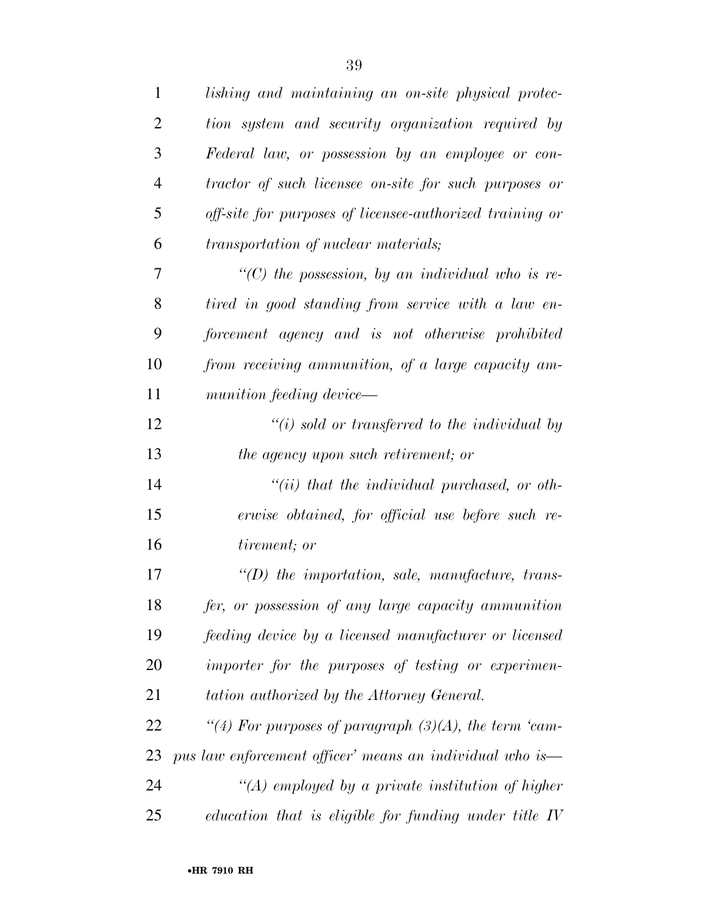*lishing and maintaining an on-site physical protection system and security organization required by Federal law, or possession by an employee or contractor of such licensee on-site for such purposes or off-site for purposes of licensee-authorized training or transportation of nuclear materials;*

*"(C) the possession, by an individual who is retired in good standing from service with a law enforcement agency and is not otherwise prohibited from receiving ammunition, of a large capacity ammunition feeding device—*

*"(i) sold or transferred to the individual by the agency upon such retirement; or*

*"(ii) that the individual purchased, or otherwise obtained, for official use before such retirement; or*

*"(D) the importation, sale, manufacture, transfer, or possession of any large capacity ammunition feeding device by a licensed manufacturer or licensed importer for the purposes of testing or experimentation authorized by the Attorney General.*

*"(4) For purposes of paragraph (3)(A), the term 'campus law enforcement officer' means an individual who is—*

*"(A) employed by a private institution of higher education that is eligible for funding under title IV*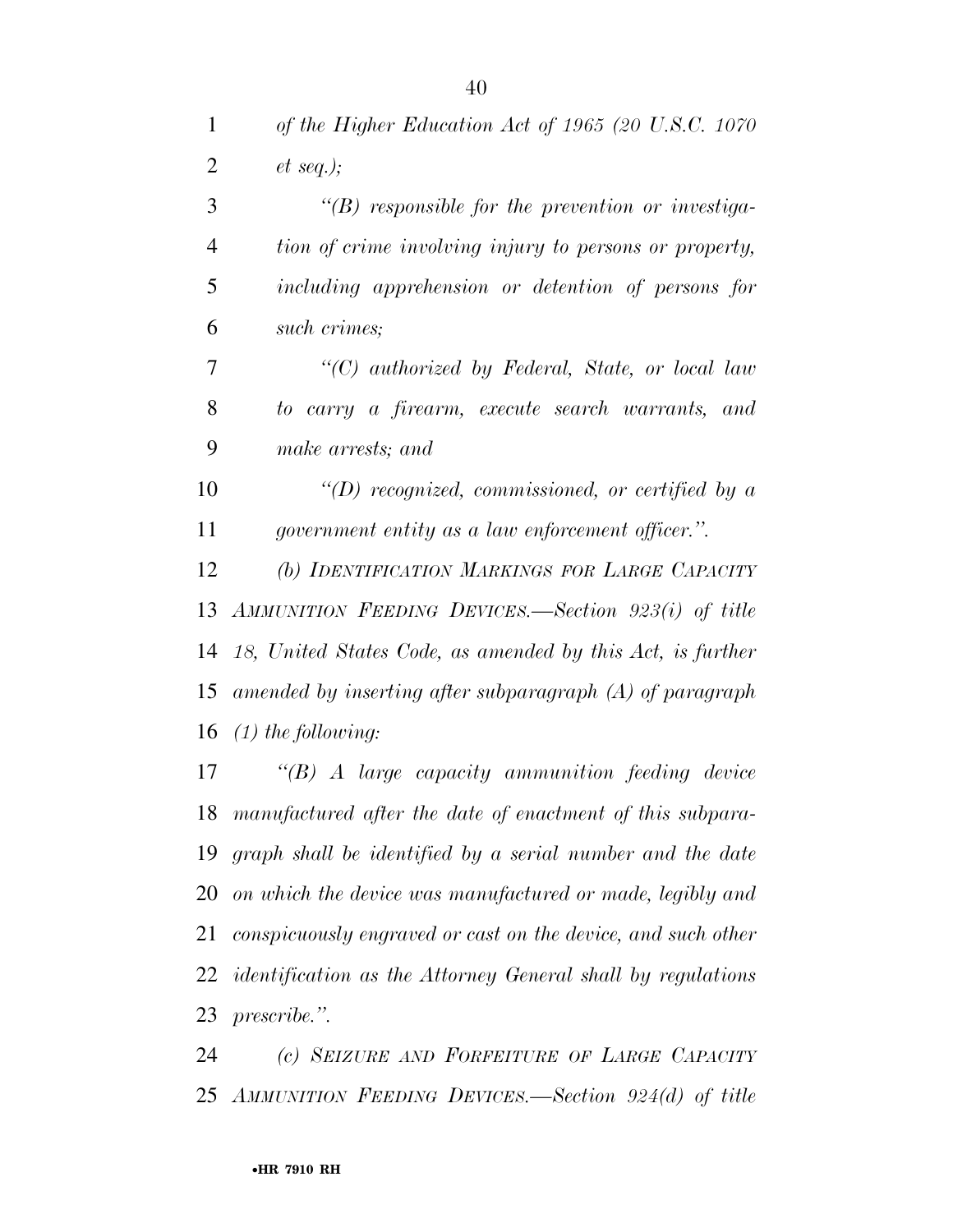*of the Higher Education Act of 1965 (20 U.S.C. 1070 et seq.);*

*"(B) responsible for the prevention or investigation of crime involving injury to persons or property, including apprehension or detention of persons for such crimes;*

*"(C) authorized by Federal, State, or local law to carry a firearm, execute search warrants, and make arrests; and*

*"(D) recognized, commissioned, or certified by a government entity as a law enforcement officer.".*

*(b) IDENTIFICATION MARKINGS FOR LARGE CAPACITY AMMUNITION FEEDING DEVICES.—Section 923(i) of title 18, United States Code, as amended by this Act, is further amended by inserting after subparagraph (A) of paragraph (1) the following:*

*"(B) A large capacity ammunition feeding device manufactured after the date of enactment of this subparagraph shall be identified by a serial number and the date on which the device was manufactured or made, legibly and conspicuously engraved or cast on the device, and such other identification as the Attorney General shall by regulations prescribe.".*

*(c) SEIZURE AND FORFEITURE OF LARGE CAPACITY AMMUNITION FEEDING DEVICES.—Section 924(d) of title*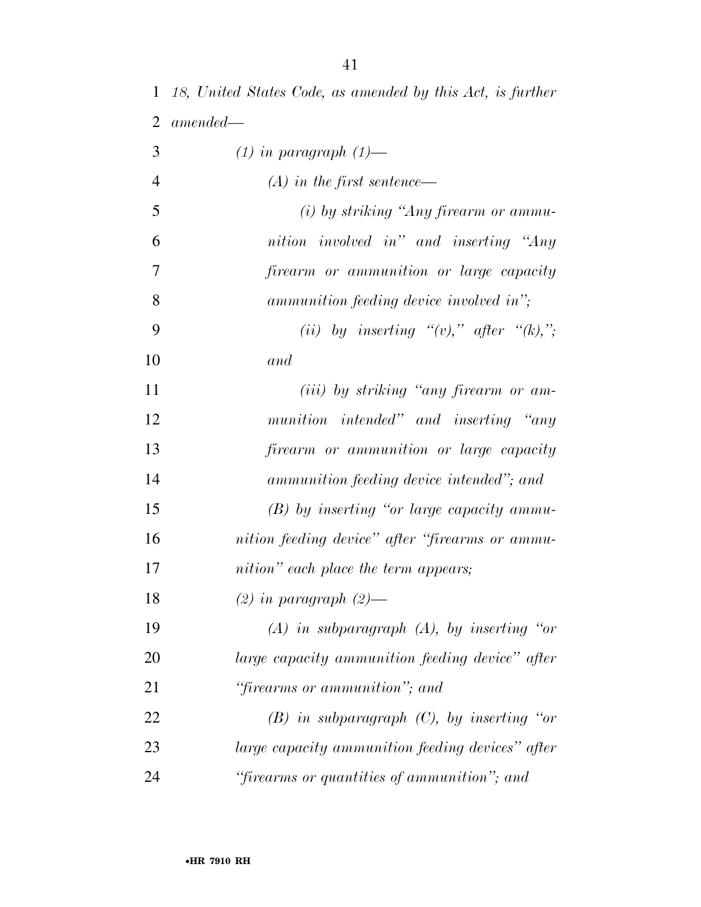*18, United States Code, as amended by this Act, is further amended—*

*(1) in paragraph (1)—*

*(A) in the first sentence—*

*(i) by striking "Any firearm or ammunition involved in" and inserting "Any firearm or ammunition or large capacity ammunition feeding device involved in";*

*(ii) by inserting "(v)," after "(k),"; and*

*(iii) by striking "any firearm or ammunition intended" and inserting "any firearm or ammunition or large capacity ammunition feeding device intended"; and*

*(B) by inserting "or large capacity ammunition feeding device" after "firearms or ammunition" each place the term appears;*

*(2) in paragraph (2)—*

*(A) in subparagraph (A), by inserting "or large capacity ammunition feeding device" after "firearms or ammunition"; and*

*(B) in subparagraph (C), by inserting "or large capacity ammunition feeding devices" after "firearms or quantities of ammunition"; and*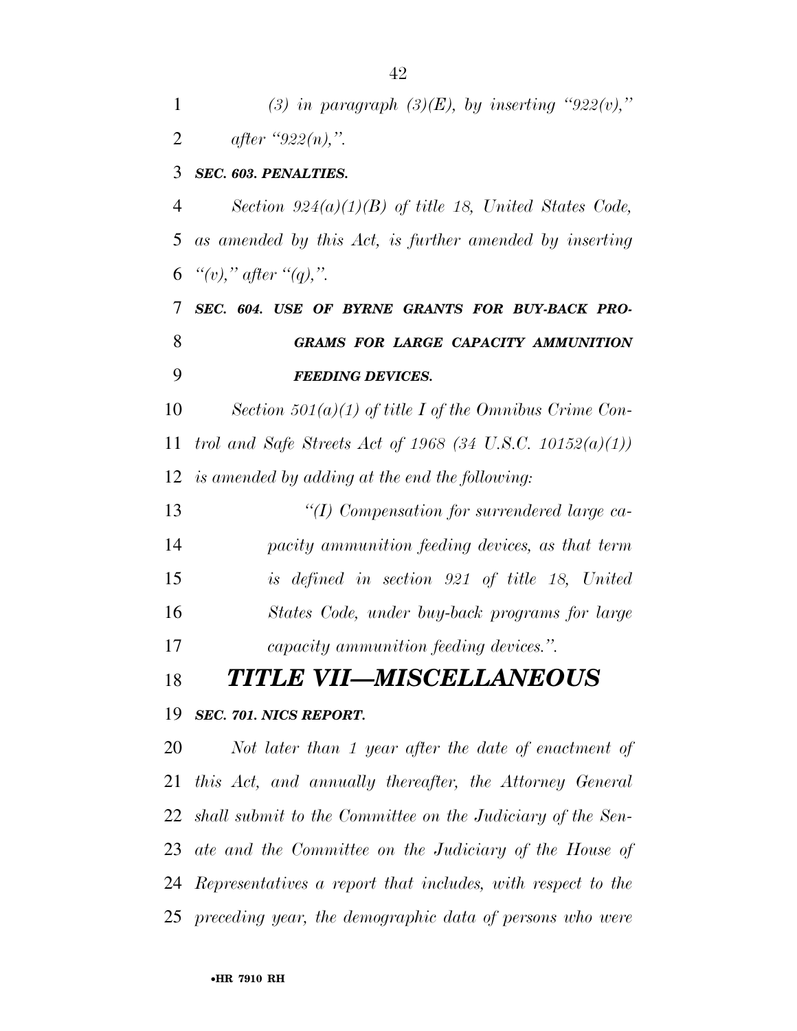*(3) in paragraph (3)(E), by inserting "922(v)," after "922(n),".*

***SEC. 603. PENALTIES.***

*Section 924(a)(1)(B) of title 18, United States Code, as amended by this Act, is further amended by inserting "(v)," after "(q),".*

***SEC. 604. USE OF BYRNE GRANTS FOR BUY-BACK PROGRAMS FOR LARGE CAPACITY AMMUNITION FEEDING DEVICES.***

*Section 501(a)(1) of title I of the Omnibus Crime Control and Safe Streets Act of 1968 (34 U.S.C. 10152(a)(1)) is amended by adding at the end the following:*

*"(I) Compensation for surrendered large capacity ammunition feeding devices, as that term is defined in section 921 of title 18, United States Code, under buy-back programs for large capacity ammunition feeding devices.".*

# *TITLE VII—MISCELLANEOUS*

***SEC. 701. NICS REPORT.***

*Not later than 1 year after the date of enactment of this Act, and annually thereafter, the Attorney General shall submit to the Committee on the Judiciary of the Senate and the Committee on the Judiciary of the House of Representatives a report that includes, with respect to the preceding year, the demographic data of persons who were*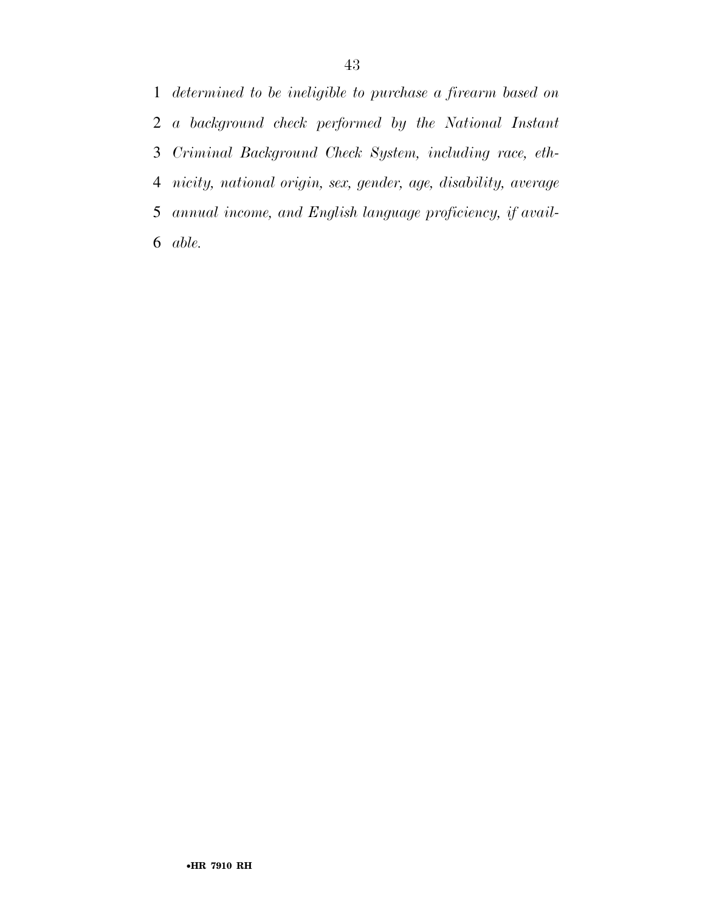*determined to be ineligible to purchase a firearm based on a background check performed by the National Instant Criminal Background Check System, including race, ethnicity, national origin, sex, gender, age, disability, average annual income, and English language proficiency, if available.*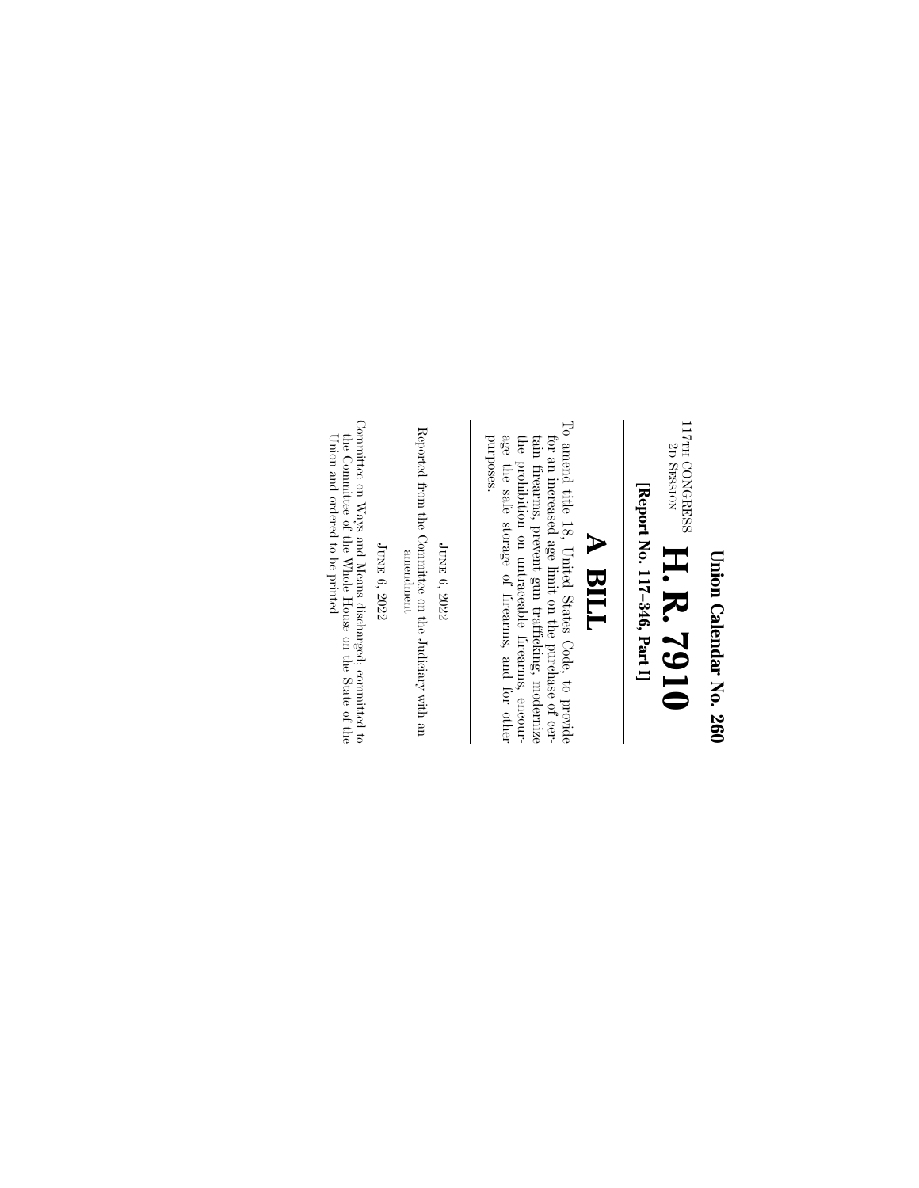# Union Calendar No. 260

117TH CONGRESS
2D SESSION

# H. R. 7910

**[Report No. 117–346, Part I]**

# A BILL

To amend title 18, United States Code, to provide for an increased age limit on the purchase of certain firearms, prevent gun trafficking, modernize the prohibition on untraceable firearms, encourage the safe storage of firearms, and for other purposes.

JUNE 6, 2022

Reported from the Committee on the Judiciary with an amendment

JUNE 6, 2022

Committee on Ways and Means discharged; committed to the Committee of the Whole House on the State of the Union and ordered to be printed